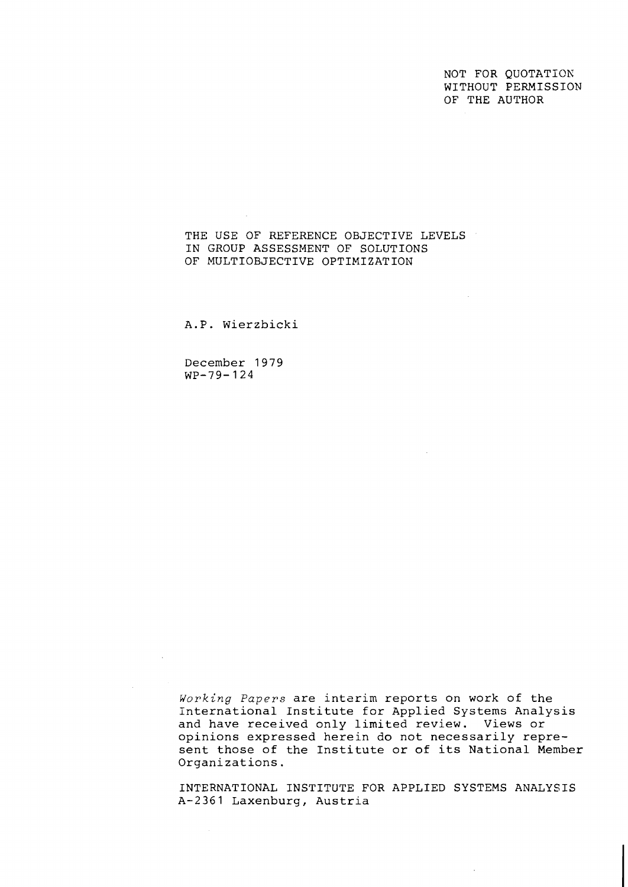NOT FOR QUOTATION
WITHOUT PERMISSION
OF THE AUTHOR

# THE USE OF REFERENCE OBJECTIVE LEVELS IN GROUP ASSESSMENT OF SOLUTIONS OF MULTIOBJECTIVE OPTIMIZATION

A.P. Wierzbicki

December 1979
WP-79-124

*Working Papers* are interim reports on work of the International Institute for Applied Systems Analysis and have received only limited review. Views or opinions expressed herein do not necessarily represent those of the Institute or of its National Member Organizations.

INTERNATIONAL INSTITUTE FOR APPLIED SYSTEMS ANALYSIS
A-2361 Laxenburg, Austria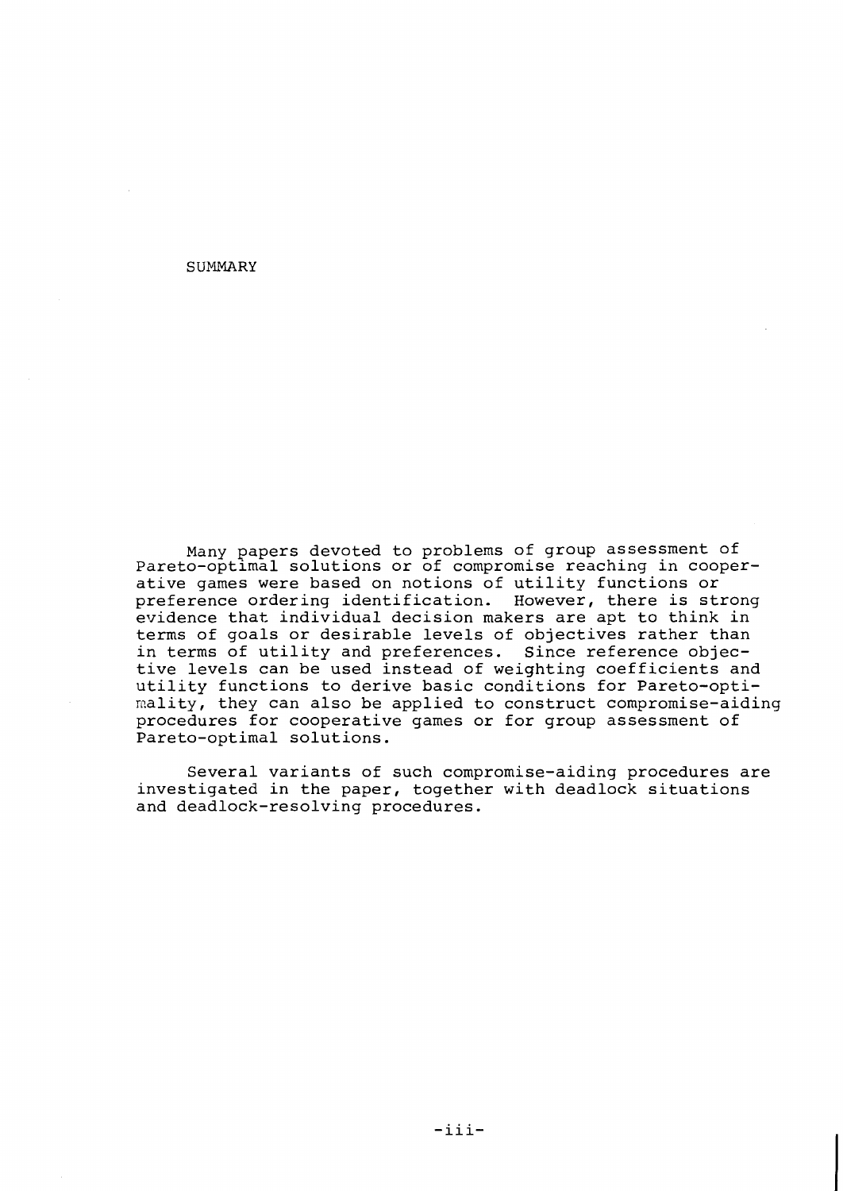# SUMMARY

Many papers devoted to problems of group assessment of Pareto-optimal solutions or of compromise reaching in cooperative games were based on notions of utility functions or preference ordering identification. However, there is strong evidence that individual decision makers are apt to think in terms of goals or desirable levels of objectives rather than in terms of utility and preferences. Since reference objective levels can be used instead of weighting coefficients and utility functions to derive basic conditions for Pareto-optimality, they can also be applied to construct compromise-aiding procedures for cooperative games or for group assessment of Pareto-optimal solutions.

Several variants of such compromise-aiding procedures are investigated in the paper, together with deadlock situations and deadlock-resolving procedures.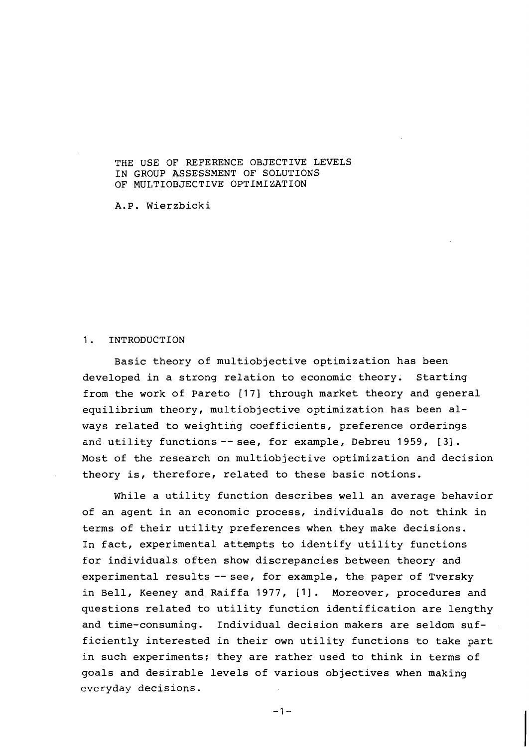THE USE OF REFERENCE OBJECTIVE LEVELS IN GROUP ASSESSMENT OF SOLUTIONS OF MULTIOBJECTIVE OPTIMIZATION

A.P. Wierzbicki

## 1. INTRODUCTION

Basic theory of multiobjective optimization has been developed in a strong relation to economic theory. Starting from the work of Pareto [17] through market theory and general equilibrium theory, multiobjective optimization has been always related to weighting coefficients, preference orderings and utility functions -- see, for example, Debreu 1959, [3]. Most of the research on multiobjective optimization and decision theory is, therefore, related to these basic notions.

While a utility function describes well an average behavior of an agent in an economic process, individuals do not think in terms of their utility preferences when they make decisions. In fact, experimental attempts to identify utility functions for individuals often show discrepancies between theory and experimental results -- see, for example, the paper of Tversky in Bell, Keeney and Raiffa 1977, [1]. Moreover, procedures and questions related to utility function identification are lengthy and time-consuming. Individual decision makers are seldom sufficiently interested in their own utility functions to take part in such experiments; they are rather used to think in terms of goals and desirable levels of various objectives when making everyday decisions.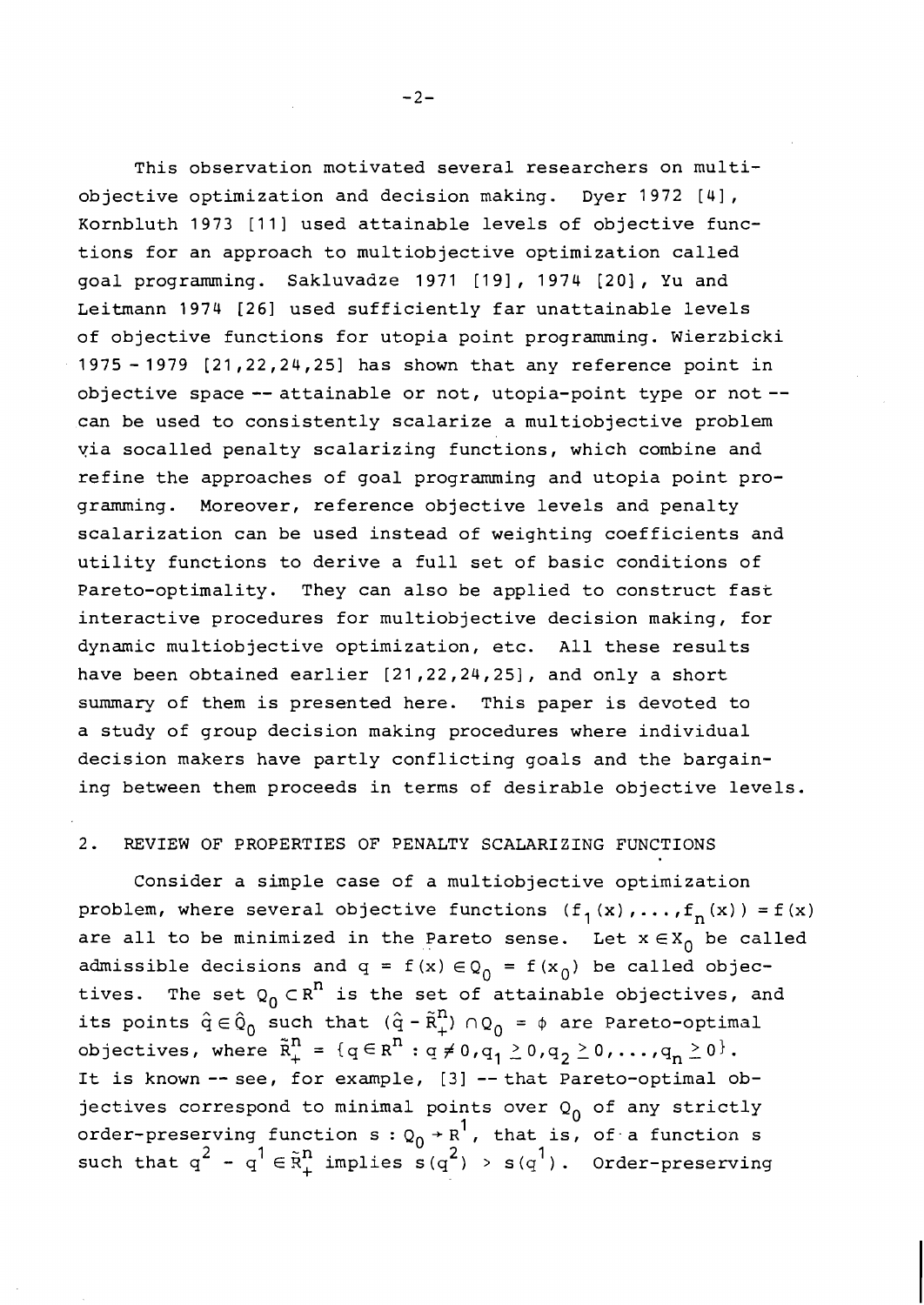This observation motivated several researchers on multiobjective optimization and decision making. Dyer 1972 [4], Kornbluth 1973 [11] used attainable levels of objective functions for an approach to multiobjective optimization called goal programming. Sakluvadze 1971 [19], 1974 [20], Yu and Leitmann 1974 [26] used sufficiently far unattainable levels of objective functions for utopia point programming. Wierzbicki 1975 - 1979 [21,22,24,25] has shown that any reference point in objective space -- attainable or not, utopia-point type or not -- can be used to consistently scalarize a multiobjective problem via socalled penalty scalarizing functions, which combine and refine the approaches of goal programming and utopia point programming. Moreover, reference objective levels and penalty scalarization can be used instead of weighting coefficients and utility functions to derive a full set of basic conditions of Pareto-optimality. They can also be applied to construct fast interactive procedures for multiobjective decision making, for dynamic multiobjective optimization, etc. All these results have been obtained earlier [21,22,24,25], and only a short summary of them is presented here. This paper is devoted to a study of group decision making procedures where individual decision makers have partly conflicting goals and the bargaining between them proceeds in terms of desirable objective levels.

## 2. REVIEW OF PROPERTIES OF PENALTY SCALARIZING FUNCTIONS

Consider a simple case of a multiobjective optimization problem, where several objective functions $(f_1(x),\ldots,f_n(x)) = f(x)$ are all to be minimized in the Pareto sense. Let $x \in X_0$ be called admissible decisions and $q = f(x) \in Q_0 = f(x_0)$ be called objectives. The set $Q_0 \subset R^n$ is the set of attainable objectives, and its points $\hat{q} \in \hat{Q}_0$ such that $(\hat{q} - \tilde{R}^n_+) \cap Q_0 = \phi$ are Pareto-optimal objectives, where $\tilde{R}^n_+ = \{q \in R^n : q \neq 0, q_1 \geq 0, q_2 \geq 0, \ldots, q_n \geq 0\}$. It is known -- see, for example, [3] -- that Pareto-optimal objectives correspond to minimal points over $Q_0$ of any strictly order-preserving function $s : Q_0 \rightarrow R^1$, that is, of a function $s$ such that $q^2 - q^1 \in \tilde{R}^n_+$ implies $s(q^2) > s(q^1)$. Order-preserving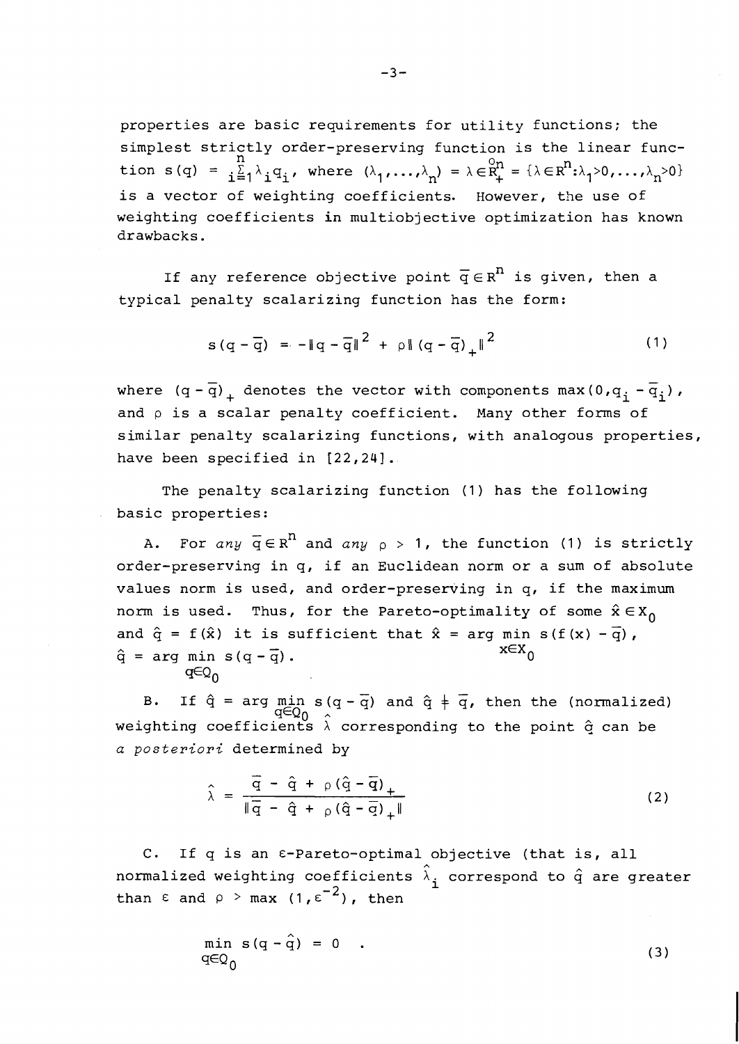properties are basic requirements for utility functions; the simplest strictly order-preserving function is the linear function $s(q) = \sum_{i=1}^{n} \lambda_i q_i$, where $(\lambda_1, \ldots, \lambda_n) = \lambda \in \overset{\circ}{R}{}^n_+ = \{\lambda \in R^n : \lambda_1 > 0, \ldots, \lambda_n > 0\}$ is a vector of weighting coefficients. However, the use of weighting coefficients in multiobjective optimization has known drawbacks.

If any reference objective point $\bar{q} \in R^n$ is given, then a typical penalty scalarizing function has the form:

$$s(q - \bar{q}) = -\|q - \bar{q}\|^2 + \rho \|(q - \bar{q})_+\|^2 \tag{1}$$

where $(q - \bar{q})_+$ denotes the vector with components $\max(0, q_i - \bar{q}_i)$, and $\rho$ is a scalar penalty coefficient. Many other forms of similar penalty scalarizing functions, with analogous properties, have been specified in [22,24].

The penalty scalarizing function (1) has the following basic properties:

A. For *any* $\bar{q} \in R^n$ and *any* $\rho > 1$, the function (1) is strictly order-preserving in q, if an Euclidean norm or a sum of absolute values norm is used, and order-preserving in q, if the maximum norm is used. Thus, for the Pareto-optimality of some $\hat{x} \in X_0$ and $\hat{q} = f(\hat{x})$ it is sufficient that $\hat{x} = \arg\min_{x \in X_0} s(f(x) - \bar{q})$, $\hat{q} = \arg\min_{q \in Q_0} s(q - \bar{q})$.

B. If $\hat{q} = \arg\min_{q \in Q_0} s(q - \bar{q})$ and $\hat{q} \neq \bar{q}$, then the (normalized) weighting coefficients $\hat{\lambda}$ corresponding to the point $\hat{q}$ can be *a posteriori* determined by

$$\hat{\lambda} = \frac{\bar{q} - \hat{q} + \rho(\hat{q} - \bar{q})_+}{\|\bar{q} - \hat{q} + \rho(\hat{q} - \bar{q})_+\|} \tag{2}$$

C. If q is an $\varepsilon$-Pareto-optimal objective (that is, all normalized weighting coefficients $\hat{\lambda}_i$ correspond to $\hat{q}$ are greater than $\varepsilon$ and $\rho > \max(1, \varepsilon^{-2})$, then

$$\min_{q \in Q_0} s(q - \hat{q}) = 0 \quad . \tag{3}$$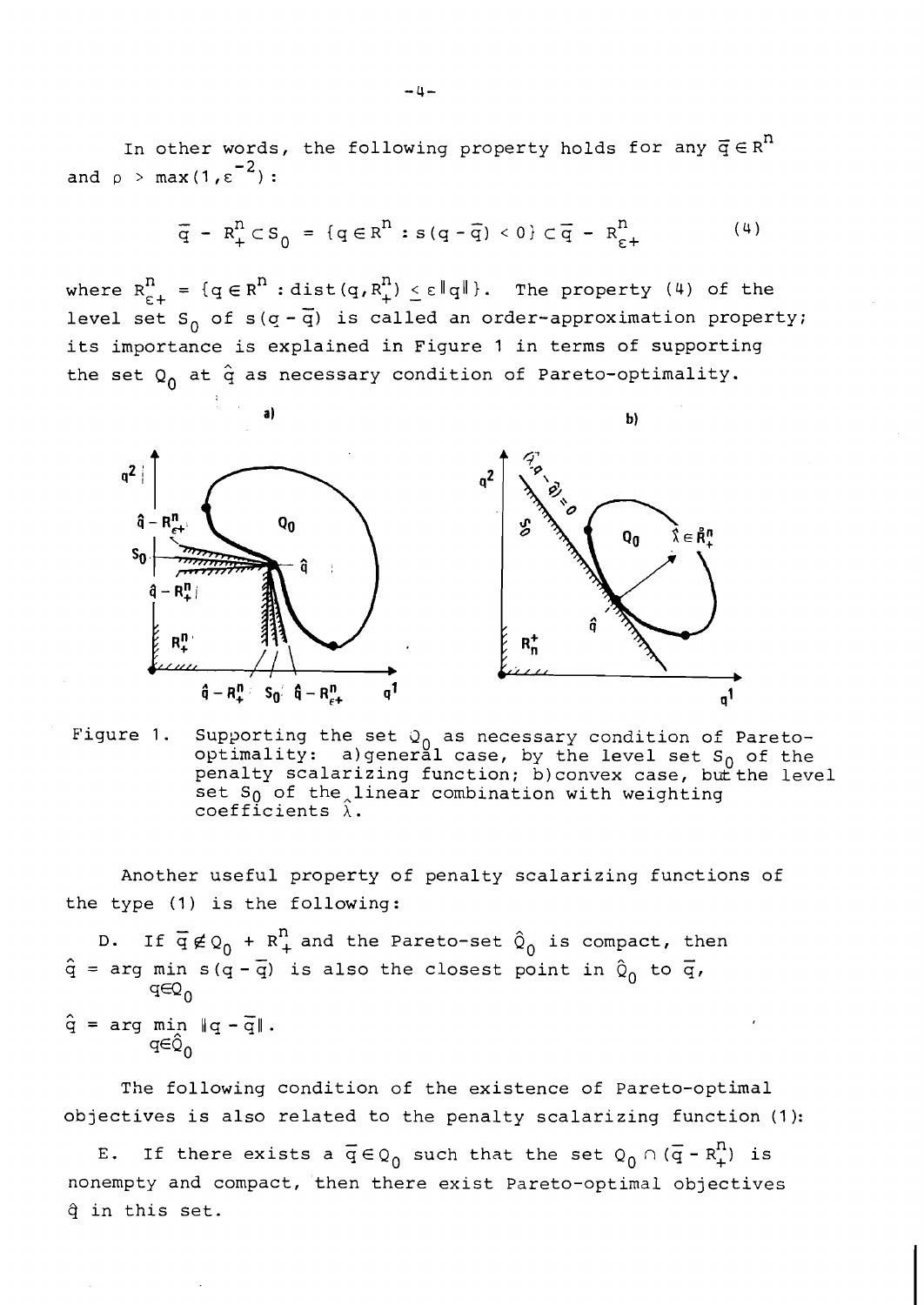In other words, the following property holds for any $\bar{q} \in R^n$ and $\rho > \max(1, \varepsilon^{-2})$:

$$\bar{q} - R^n_+ \subset S_0 = \{q \in R^n : s(q - \bar{q}) < 0\} \subset \bar{q} - R^n_{\varepsilon+} \tag{4}$$

where $R^n_{\varepsilon+} = \{q \in R^n : \text{dist}(q, R^n_+) \leq \varepsilon \|q\|\}$. The property (4) of the level set $S_0$ of $s(q - \bar{q})$ is called an order-approximation property; its importance is explained in Figure 1 in terms of supporting the set $Q_0$ at $\hat{q}$ as necessary condition of Pareto-optimality.

Figure 1. Supporting the set $Q_0$ as necessary condition of Pareto-optimality: a) general case, by the level set $S_0$ of the penalty scalarizing function; b) convex case, but the level set $S_0$ of the linear combination with weighting coefficients $\hat{\lambda}$.

Another useful property of penalty scalarizing functions of the type (1) is the following:

D. If $\bar{q} \notin Q_0 + R^n_+$ and the Pareto-set $\hat{Q}_0$ is compact, then $\hat{q} = \arg\min_{q \in Q_0} s(q - \bar{q})$ is also the closest point in $\hat{Q}_0$ to $\bar{q}$,

$$\hat{q} = \arg\min_{q \in \hat{Q}_0} \|q - \bar{q}\|.$$

The following condition of the existence of Pareto-optimal objectives is also related to the penalty scalarizing function (1):

E. If there exists a $\bar{q} \in Q_0$ such that the set $Q_0 \cap (\bar{q} - R^n_+)$ is nonempty and compact, then there exist Pareto-optimal objectives $\hat{q}$ in this set.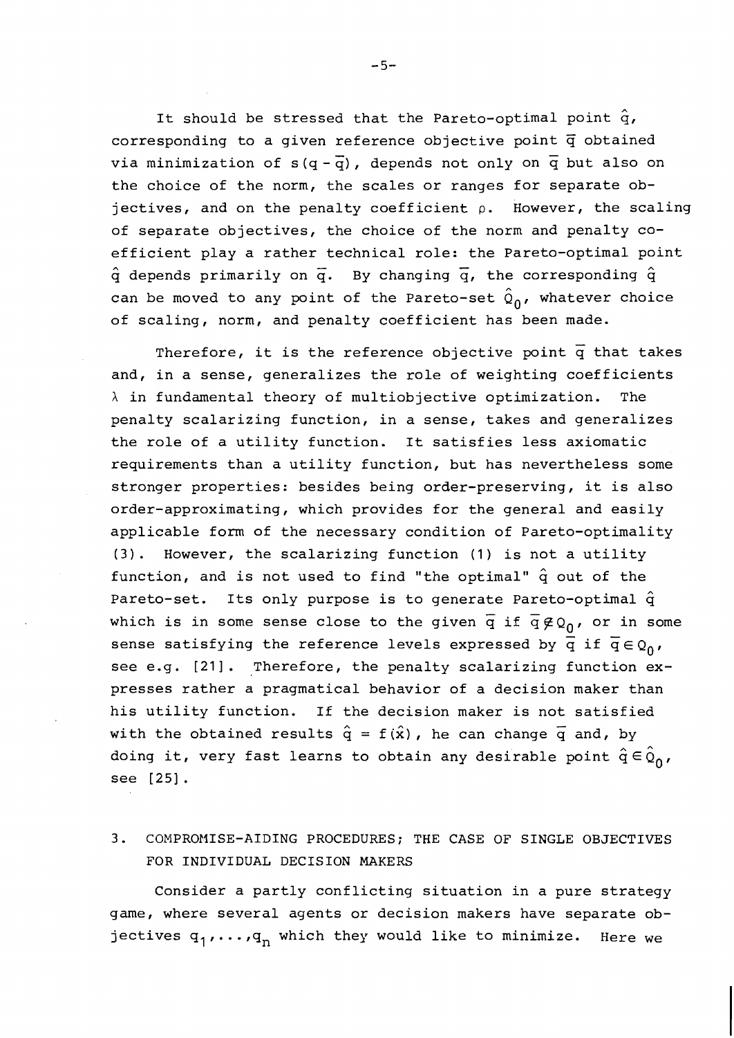It should be stressed that the Pareto-optimal point $\hat{q}$, corresponding to a given reference objective point $\bar{q}$ obtained via minimization of $s(q - \bar{q})$, depends not only on $\bar{q}$ but also on the choice of the norm, the scales or ranges for separate objectives, and on the penalty coefficient $\rho$. However, the scaling of separate objectives, the choice of the norm and penalty coefficient play a rather technical role: the Pareto-optimal point $\hat{q}$ depends primarily on $\bar{q}$. By changing $\bar{q}$, the corresponding $\hat{q}$ can be moved to any point of the Pareto-set $\hat{Q}_0$, whatever choice of scaling, norm, and penalty coefficient has been made.

Therefore, it is the reference objective point $\bar{q}$ that takes and, in a sense, generalizes the role of weighting coefficients $\lambda$ in fundamental theory of multiobjective optimization. The penalty scalarizing function, in a sense, takes and generalizes the role of a utility function. It satisfies less axiomatic requirements than a utility function, but has nevertheless some stronger properties: besides being order-preserving, it is also order-approximating, which provides for the general and easily applicable form of the necessary condition of Pareto-optimality (3). However, the scalarizing function (1) is not a utility function, and is not used to find "the optimal" $\hat{q}$ out of the Pareto-set. Its only purpose is to generate Pareto-optimal $\hat{q}$ which is in some sense close to the given $\bar{q}$ if $\bar{q} \notin Q_0$, or in some sense satisfying the reference levels expressed by $\bar{q}$ if $\bar{q} \in Q_0$, see e.g. [21]. Therefore, the penalty scalarizing function expresses rather a pragmatical behavior of a decision maker than his utility function. If the decision maker is not satisfied with the obtained results $\hat{q} = f(\hat{x})$, he can change $\bar{q}$ and, by doing it, very fast learns to obtain any desirable point $\hat{q} \in \hat{Q}_0$, see [25].

## 3. COMPROMISE-AIDING PROCEDURES; THE CASE OF SINGLE OBJECTIVES FOR INDIVIDUAL DECISION MAKERS

Consider a partly conflicting situation in a pure strategy game, where several agents or decision makers have separate objectives $q_1, \ldots, q_n$ which they would like to minimize. Here we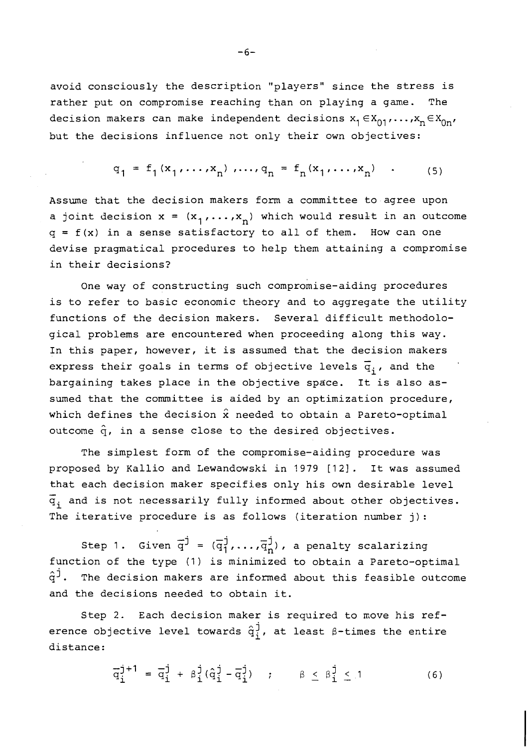avoid consciously the description "players" since the stress is rather put on compromise reaching than on playing a game. The decision makers can make independent decisions $x_1 \in X_{01}, \ldots, x_n \in X_{0n}$, but the decisions influence not only their own objectives:

$$q_1 = f_1(x_1, \ldots, x_n), \ldots, q_n = f_n(x_1, \ldots, x_n) \quad . \tag{5}$$

Assume that the decision makers form a committee to agree upon a joint decision $x = (x_1, \ldots, x_n)$ which would result in an outcome $q = f(x)$ in a sense satisfactory to all of them. How can one devise pragmatical procedures to help them attaining a compromise in their decisions?

One way of constructing such compromise-aiding procedures is to refer to basic economic theory and to aggregate the utility functions of the decision makers. Several difficult methodological problems are encountered when proceeding along this way. In this paper, however, it is assumed that the decision makers express their goals in terms of objective levels $\bar{q}_i$, and the bargaining takes place in the objective space. It is also assumed that the committee is aided by an optimization procedure, which defines the decision $\hat{x}$ needed to obtain a Pareto-optimal outcome $\hat{q}$, in a sense close to the desired objectives.

The simplest form of the compromise-aiding procedure was proposed by Kallio and Lewandowski in 1979 [12]. It was assumed that each decision maker specifies only his own desirable level $\bar{q}_i$ and is not necessarily fully informed about other objectives. The iterative procedure is as follows (iteration number j):

Step 1. Given $\bar{q}^j = (\bar{q}_1^j, \ldots, \bar{q}_n^j)$, a penalty scalarizing function of the type (1) is minimized to obtain a Pareto-optimal $\hat{q}^j$. The decision makers are informed about this feasible outcome and the decisions needed to obtain it.

Step 2. Each decision maker is required to move his reference objective level towards $\hat{q}_i^j$, at least $\beta$-times the entire distance:

$$\bar{q}_i^{j+1} = \bar{q}_i^j + \beta_i^j(\hat{q}_i^j - \bar{q}_i^j) \quad ; \qquad \beta \leq \beta_i^j \leq 1 \tag{6}$$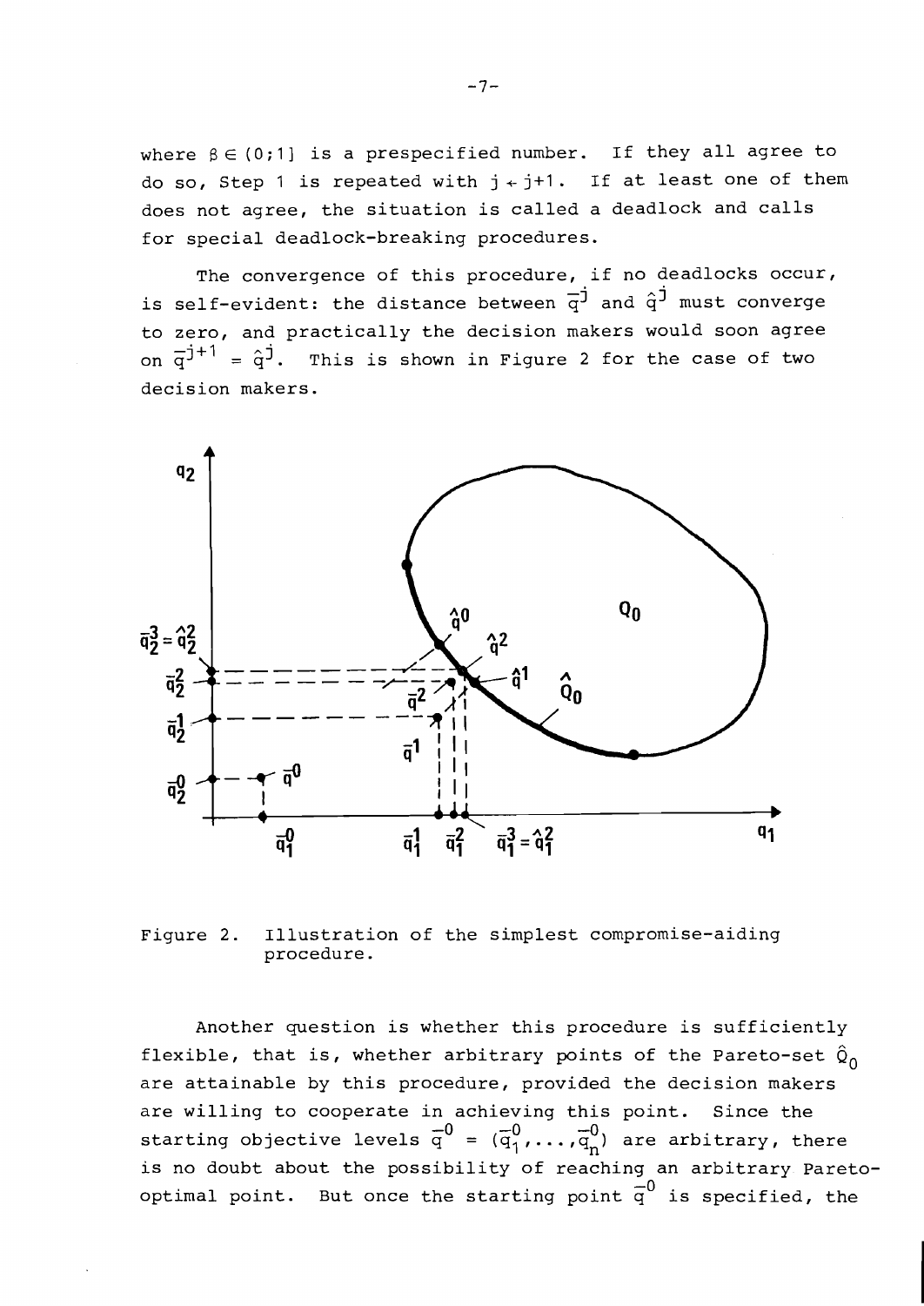where $\beta \in (0;1]$ is a prespecified number. If they all agree to do so, Step 1 is repeated with $j \leftarrow j+1$. If at least one of them does not agree, the situation is called a deadlock and calls for special deadlock-breaking procedures.

The convergence of this procedure, if no deadlocks occur, is self-evident: the distance between $\bar{q}^j$ and $\hat{q}^j$ must converge to zero, and practically the decision makers would soon agree on $\bar{q}^{j+1} = \hat{q}^j$. This is shown in Figure 2 for the case of two decision makers.

Figure 2. Illustration of the simplest compromise-aiding procedure.

Another question is whether this procedure is sufficiently flexible, that is, whether arbitrary points of the Pareto-set $\hat{Q}_0$ are attainable by this procedure, provided the decision makers are willing to cooperate in achieving this point. Since the starting objective levels $\bar{q}^0 = (\bar{q}_1^0, \ldots, \bar{q}_n^0)$ are arbitrary, there is no doubt about the possibility of reaching an arbitrary Pareto-optimal point. But once the starting point $\bar{q}^0$ is specified, the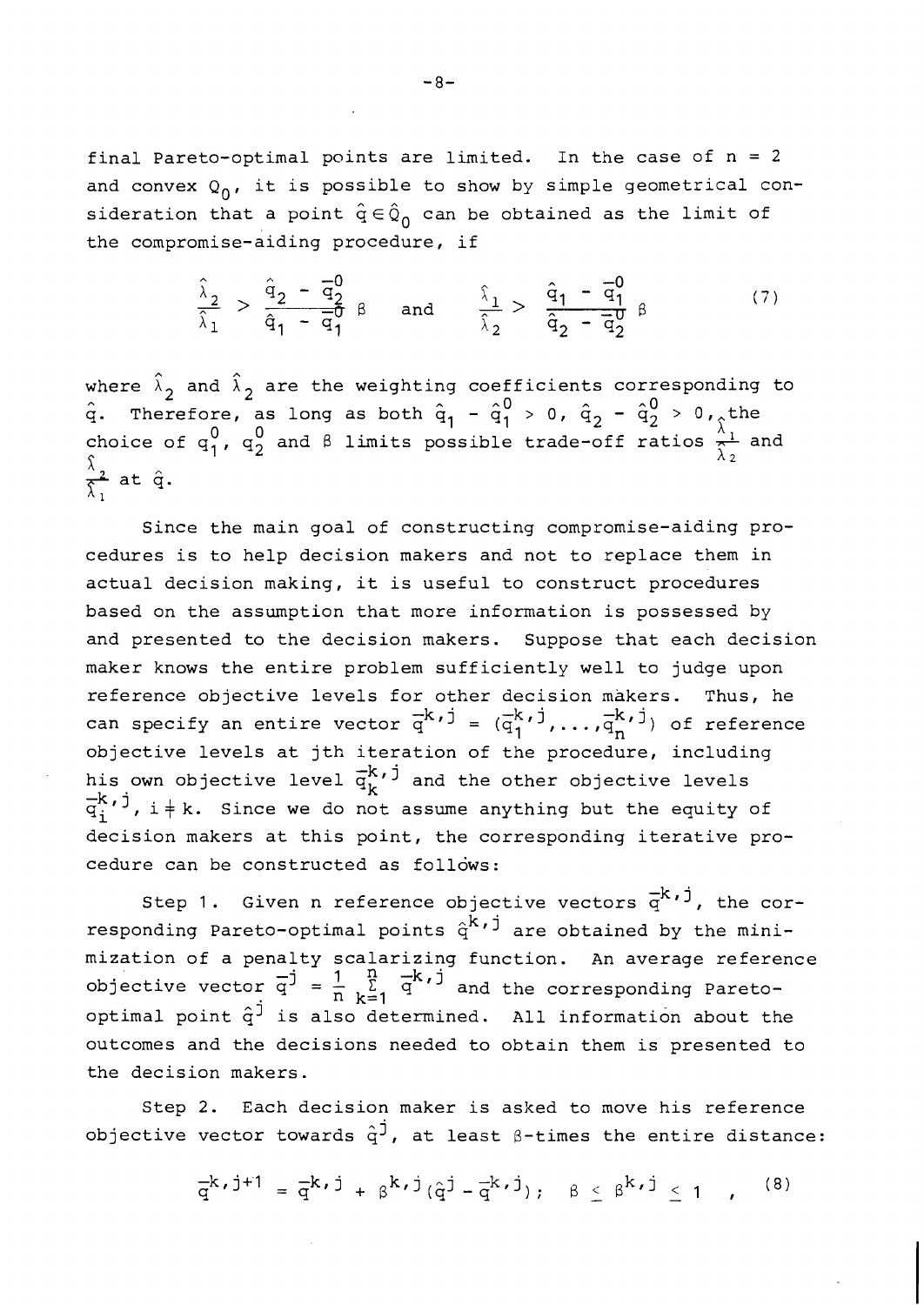final Pareto-optimal points are limited. In the case of $n = 2$ and convex $Q_0$, it is possible to show by simple geometrical consideration that a point $\hat{q} \in \hat{Q}_0$ can be obtained as the limit of the compromise-aiding procedure, if

$$\frac{\hat{\lambda}_2}{\hat{\lambda}_1} > \frac{\hat{q}_2 - \bar{q}_2^0}{\hat{q}_1 - \bar{q}_1^0}\,\beta \quad \text{and} \quad \frac{\hat{\lambda}_1}{\hat{\lambda}_2} > \frac{\hat{q}_1 - \bar{q}_1^0}{\hat{q}_2 - \bar{q}_2^0}\,\beta \tag{7}$$

where $\hat{\lambda}_2$ and $\hat{\lambda}_2$ are the weighting coefficients corresponding to $\hat{q}$. Therefore, as long as both $\hat{q}_1 - \hat{q}_1^0 > 0$, $\hat{q}_2 - \hat{q}_2^0 > 0$, the choice of $q_1^0$, $q_2^0$ and $\beta$ limits possible trade-off ratios $\frac{\hat{\lambda}_1}{\hat{\lambda}_2}$ and $\frac{\hat{\lambda}_2}{\hat{\lambda}_1}$ at $\hat{q}$.

Since the main goal of constructing compromise-aiding procedures is to help decision makers and not to replace them in actual decision making, it is useful to construct procedures based on the assumption that more information is possessed by and presented to the decision makers. Suppose that each decision maker knows the entire problem sufficiently well to judge upon reference objective levels for other decision makers. Thus, he can specify an entire vector $\bar{q}^{k,j} = (\bar{q}_1^{k,j}, \ldots, \bar{q}_n^{k,j})$ of reference objective levels at jth iteration of the procedure, including his own objective level $\bar{q}_k^{k,j}$ and the other objective levels $\bar{q}_i^{k,j}$, $i \neq k$. Since we do not assume anything but the equity of decision makers at this point, the corresponding iterative procedure can be constructed as follows:

Step 1. Given n reference objective vectors $\bar{q}^{k,j}$, the corresponding Pareto-optimal points $\hat{q}^{k,j}$ are obtained by the minimization of a penalty scalarizing function. An average reference objective vector $\bar{q}^j = \frac{1}{n} \sum_{k=1}^{n} \bar{q}^{k,j}$ and the corresponding Pareto-optimal point $\hat{q}^j$ is also determined. All information about the outcomes and the decisions needed to obtain them is presented to the decision makers.

Step 2. Each decision maker is asked to move his reference objective vector towards $\hat{q}^j$, at least $\beta$-times the entire distance:

$$\bar{q}^{k,j+1} = \bar{q}^{k,j} + \beta^{k,j}(\hat{q}^j - \bar{q}^{k,j}); \quad \beta \leq \beta^{k,j} \leq 1 \quad , \tag{8}$$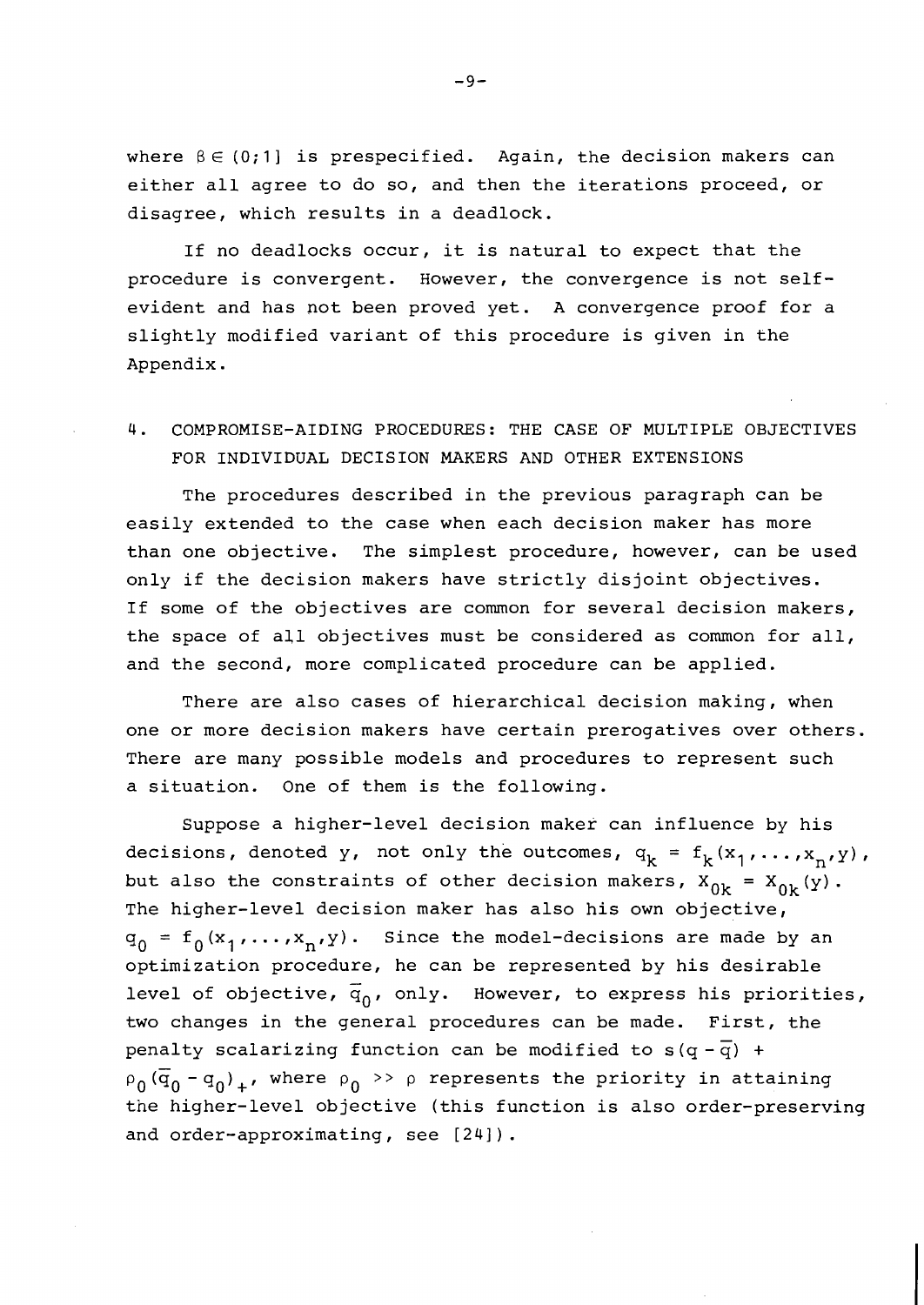where $\beta \in (0;1]$ is prespecified. Again, the decision makers can either all agree to do so, and then the iterations proceed, or disagree, which results in a deadlock.

If no deadlocks occur, it is natural to expect that the procedure is convergent. However, the convergence is not self-evident and has not been proved yet. A convergence proof for a slightly modified variant of this procedure is given in the Appendix.

## 4. COMPROMISE-AIDING PROCEDURES: THE CASE OF MULTIPLE OBJECTIVES FOR INDIVIDUAL DECISION MAKERS AND OTHER EXTENSIONS

The procedures described in the previous paragraph can be easily extended to the case when each decision maker has more than one objective. The simplest procedure, however, can be used only if the decision makers have strictly disjoint objectives. If some of the objectives are common for several decision makers, the space of all objectives must be considered as common for all, and the second, more complicated procedure can be applied.

There are also cases of hierarchical decision making, when one or more decision makers have certain prerogatives over others. There are many possible models and procedures to represent such a situation. One of them is the following.

Suppose a higher-level decision maker can influence by his decisions, denoted y, not only the outcomes, $q_k = f_k(x_1,\ldots,x_n,y)$, but also the constraints of other decision makers, $X_{0k} = X_{0k}(y)$. The higher-level decision maker has also his own objective, $q_0 = f_0(x_1,\ldots,x_n,y)$. Since the model-decisions are made by an optimization procedure, he can be represented by his desirable level of objective, $\bar{q}_0$, only. However, to express his priorities, two changes in the general procedures can be made. First, the penalty scalarizing function can be modified to $s(q-\bar{q}) + \rho_0(\bar{q}_0 - q_0)_+$, where $\rho_0 \gg \rho$ represents the priority in attaining the higher-level objective (this function is also order-preserving and order-approximating, see [24]).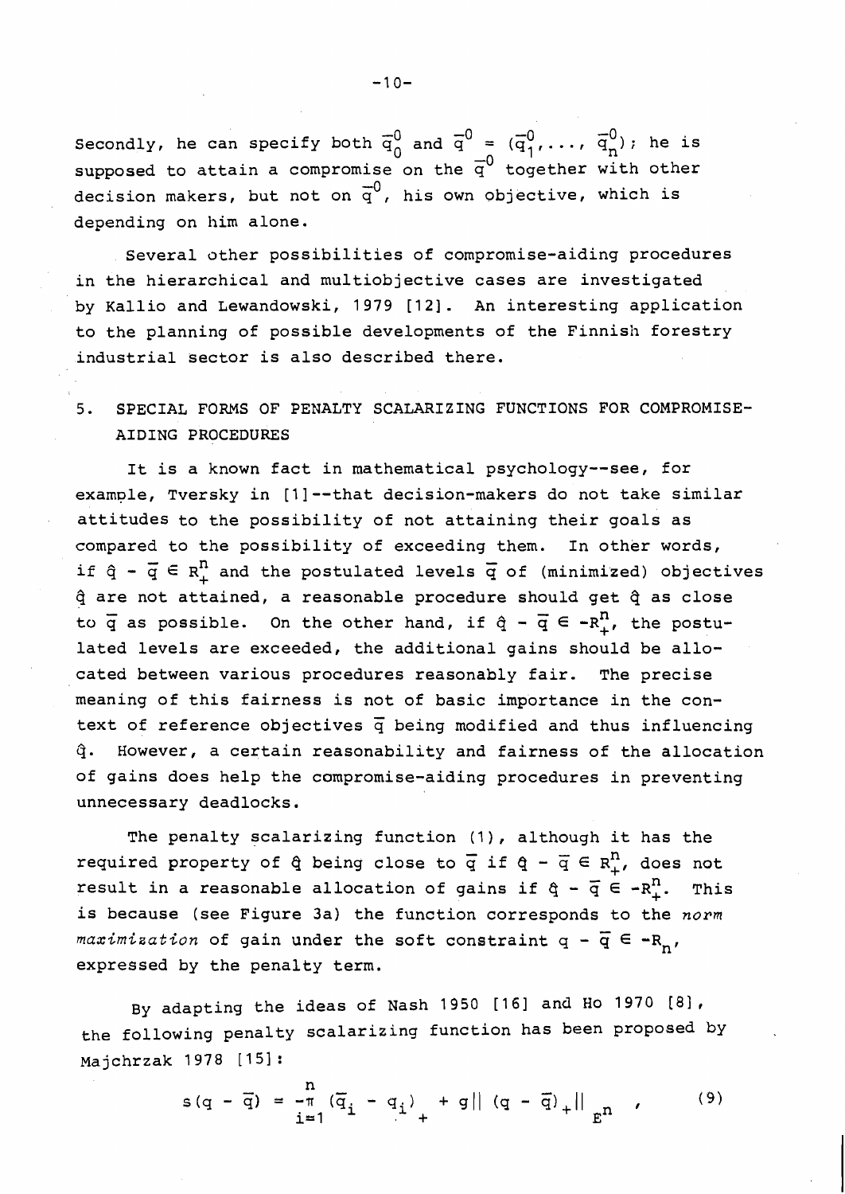Secondly, he can specify both $\bar{q}_0^0$ and $\bar{q}^0 = (\bar{q}_1^0, \ldots, \bar{q}_n^0)$; he is supposed to attain a compromise on the $\bar{q}^0$ together with other decision makers, but not on $\bar{q}^0$, his own objective, which is depending on him alone.

Several other possibilities of compromise-aiding procedures in the hierarchical and multiobjective cases are investigated by Kallio and Lewandowski, 1979 [12]. An interesting application to the planning of possible developments of the Finnish forestry industrial sector is also described there.

## 5. SPECIAL FORMS OF PENALTY SCALARIZING FUNCTIONS FOR COMPROMISE-AIDING PROCEDURES

It is a known fact in mathematical psychology--see, for example, Tversky in [1]--that decision-makers do not take similar attitudes to the possibility of not attaining their goals as compared to the possibility of exceeding them. In other words, if $\hat{q} - \bar{q} \in R_+^n$ and the postulated levels $\bar{q}$ of (minimized) objectives $\hat{q}$ are not attained, a reasonable procedure should get $\hat{q}$ as close to $\bar{q}$ as possible. On the other hand, if $\hat{q} - \bar{q} \in -R_+^n$, the postulated levels are exceeded, the additional gains should be allocated between various procedures reasonably fair. The precise meaning of this fairness is not of basic importance in the context of reference objectives $\bar{q}$ being modified and thus influencing $\hat{q}$. However, a certain reasonability and fairness of the allocation of gains does help the compromise-aiding procedures in preventing unnecessary deadlocks.

The penalty scalarizing function (1), although it has the required property of $\hat{q}$ being close to $\bar{q}$ if $\hat{q} - \bar{q} \in R_+^n$, does not result in a reasonable allocation of gains if $\hat{q} - \bar{q} \in -R_+^n$. This is because (see Figure 3a) the function corresponds to the *norm maximization* of gain under the soft constraint $q - \bar{q} \in -R_n$, expressed by the penalty term.

By adapting the ideas of Nash 1950 [16] and Ho 1970 [8], the following penalty scalarizing function has been proposed by Majchrzak 1978 [15]:

$$s(q - \bar{q}) = -\prod_{i=1}^{n} (\bar{q}_i - q_i)_+ + g\|(q - \bar{q})_+\|_{E^n} \quad , \tag{9}$$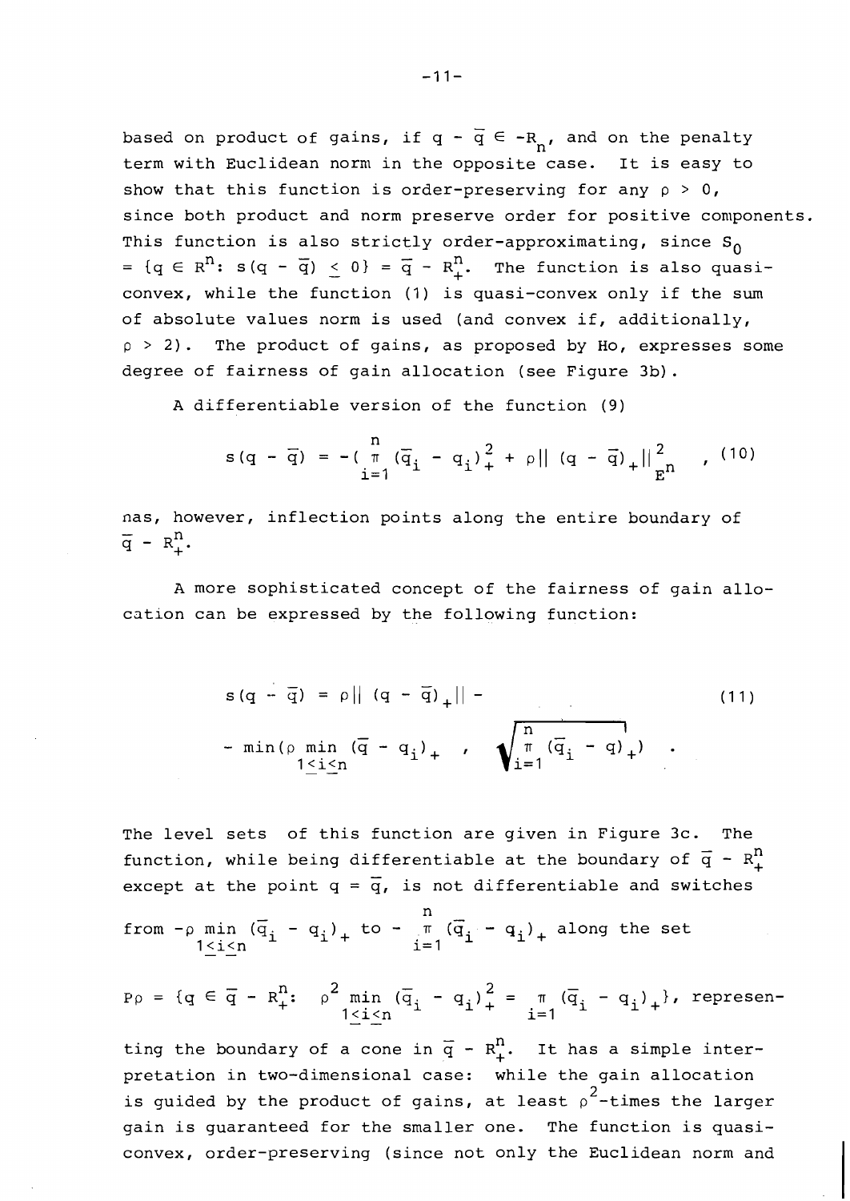based on product of gains, if $q - \bar{q} \in -R_n$, and on the penalty term with Euclidean norm in the opposite case. It is easy to show that this function is order-preserving for any $\rho > 0$, since both product and norm preserve order for positive components. This function is also strictly order-approximating, since $S_0 = \{q \in R^n: s(q - \bar{q}) \leq 0\} = \bar{q} - R^n_+$. The function is also quasi-convex, while the function (1) is quasi-convex only if the sum of absolute values norm is used (and convex if, additionally, $\rho > 2$). The product of gains, as proposed by Ho, expresses some degree of fairness of gain allocation (see Figure 3b).

A differentiable version of the function (9)

$$s(q - \bar{q}) = -(\prod_{i=1}^{n} (\bar{q}_i - q_i)^2_+ + \rho\| (q - \bar{q})_+\|^2_{E^n} \quad , (10)$$

has, however, inflection points along the entire boundary of $\bar{q} - R^n_+$.

A more sophisticated concept of the fairness of gain allocation can be expressed by the following function:

$$s(q - \bar{q}) = \rho\| (q - \bar{q})_+\| - \qquad (11)$$
$$- \min(\rho \min_{1 \leq i \leq n} (\bar{q} - q_i)_+ \;,\; \sqrt{\prod_{i=1}^{n} (\bar{q}_i - q)_+}) \quad .$$

The level sets of this function are given in Figure 3c. The function, while being differentiable at the boundary of $\bar{q} - R^n_+$ except at the point $q = \bar{q}$, is not differentiable and switches from $-\rho \min_{1 \leq i \leq n} (\bar{q}_i - q_i)_+$ to $- \prod_{i=1}^{n} (\bar{q}_i - q_i)_+$ along the set

$$P\rho = \{q \in \bar{q} - R^n_+: \; \rho^2 \min_{1 \leq i \leq n} (\bar{q}_i - q_i)^2_+ = \prod_{i=1}^{n} (\bar{q}_i - q_i)_+\},$$ representing the boundary of a cone in $\bar{q} - R^n_+$. It has a simple interpretation in two-dimensional case: while the gain allocation is guided by the product of gains, at least $\rho^2$-times the larger gain is guaranteed for the smaller one. The function is quasi-convex, order-preserving (since not only the Euclidean norm and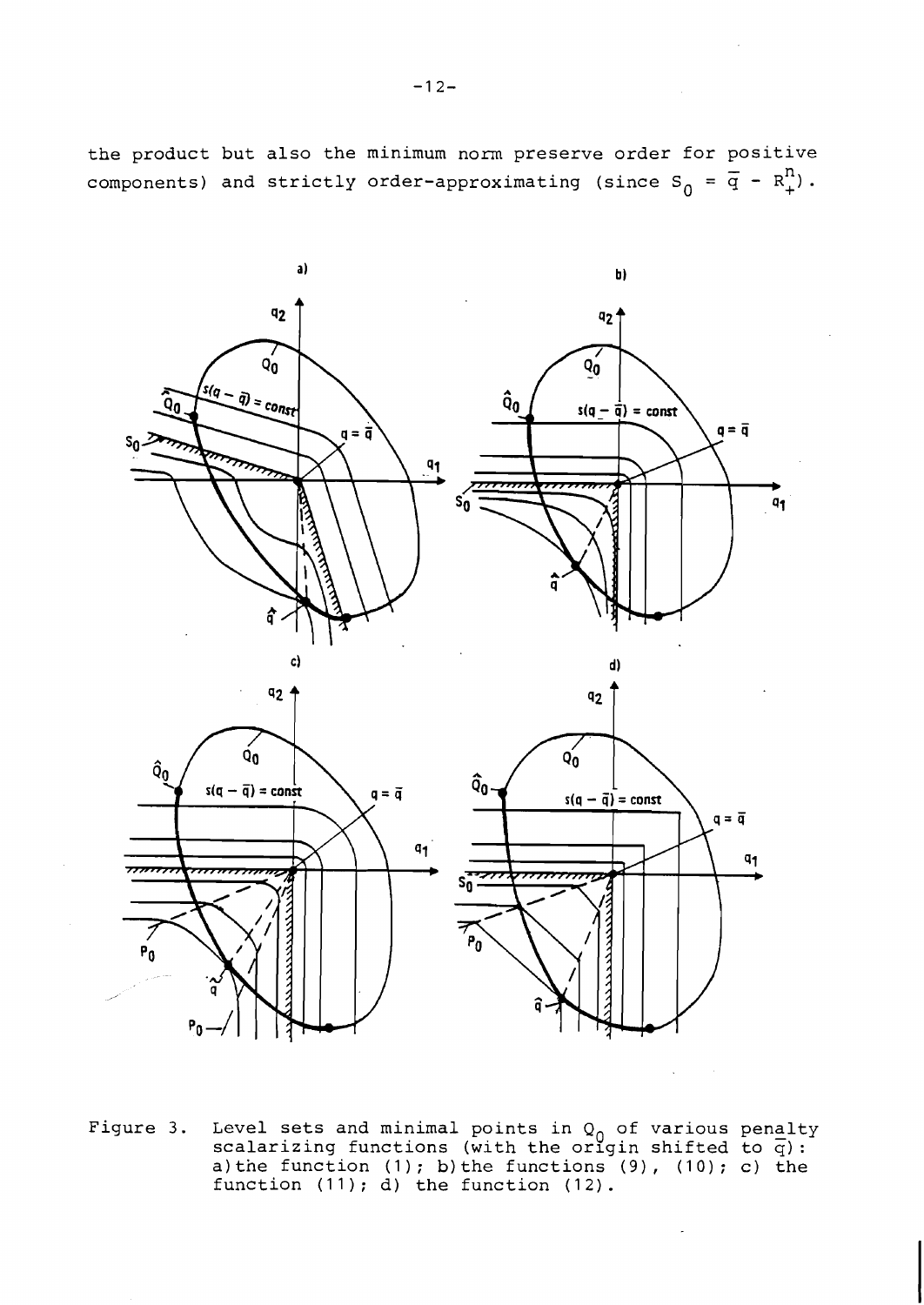the product but also the minimum norm preserve order for positive components) and strictly order-approximating (since $S_0 = \bar{q} - R^n_+$).

Figure 3. Level sets and minimal points in $Q_0$ of various penalty scalarizing functions (with the origin shifted to $\bar{q}$): a) the function (1); b) the functions (9), (10); c) the function (11); d) the function (12).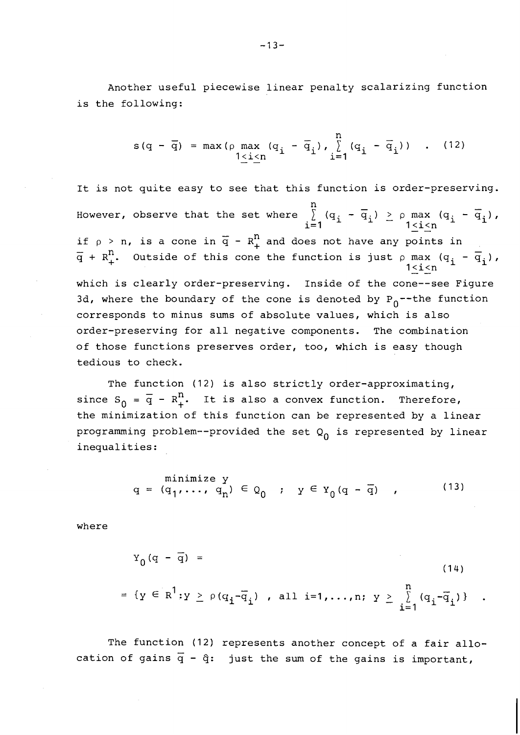Another useful piecewise linear penalty scalarizing function is the following:

$$s(q - \bar{q}) = \max(\rho \max_{1 \leq i \leq n} (q_i - \bar{q}_i), \sum_{i=1}^{n} (q_i - \bar{q}_i)) \quad . \tag{12}$$

It is not quite easy to see that this function is order-preserving. However, observe that the set where $\sum_{i=1}^{n} (q_i - \bar{q}_i) \geq \rho \max_{1 \leq i \leq n} (q_i - \bar{q}_i)$, if $\rho > n$, is a cone in $\bar{q} - R^n_+$ and does not have any points in $\bar{q} + R^n_+$. Outside of this cone the function is just $\rho \max_{1 \leq i \leq n} (q_i - \bar{q}_i)$, which is clearly order-preserving. Inside of the cone--see Figure 3d, where the boundary of the cone is denoted by $P_0$--the function corresponds to minus sums of absolute values, which is also order-preserving for all negative components. The combination of those functions preserves order, too, which is easy though tedious to check.

The function (12) is also strictly order-approximating, since $S_0 = \bar{q} - R^n_+$. It is also a convex function. Therefore, the minimization of this function can be represented by a linear programming problem--provided the set $Q_0$ is represented by linear inequalities:

$$\underset{q = (q_1, \ldots, q_n) \in Q_0 \quad ; \quad y \in Y_0(q - \bar{q})}{\text{minimize } y} \quad , \tag{13}$$

where

$$Y_0(q - \bar{q}) = \tag{14}$$

$$= \{y \in R^1 : y \geq \rho(q_i - \bar{q}_i) \ , \text{ all } i=1,\ldots,n; \ y \geq \sum_{i=1}^{n} (q_i - \bar{q}_i)\} \quad .$$

The function (12) represents another concept of a fair allocation of gains $\bar{q} - \hat{q}$: just the sum of the gains is important,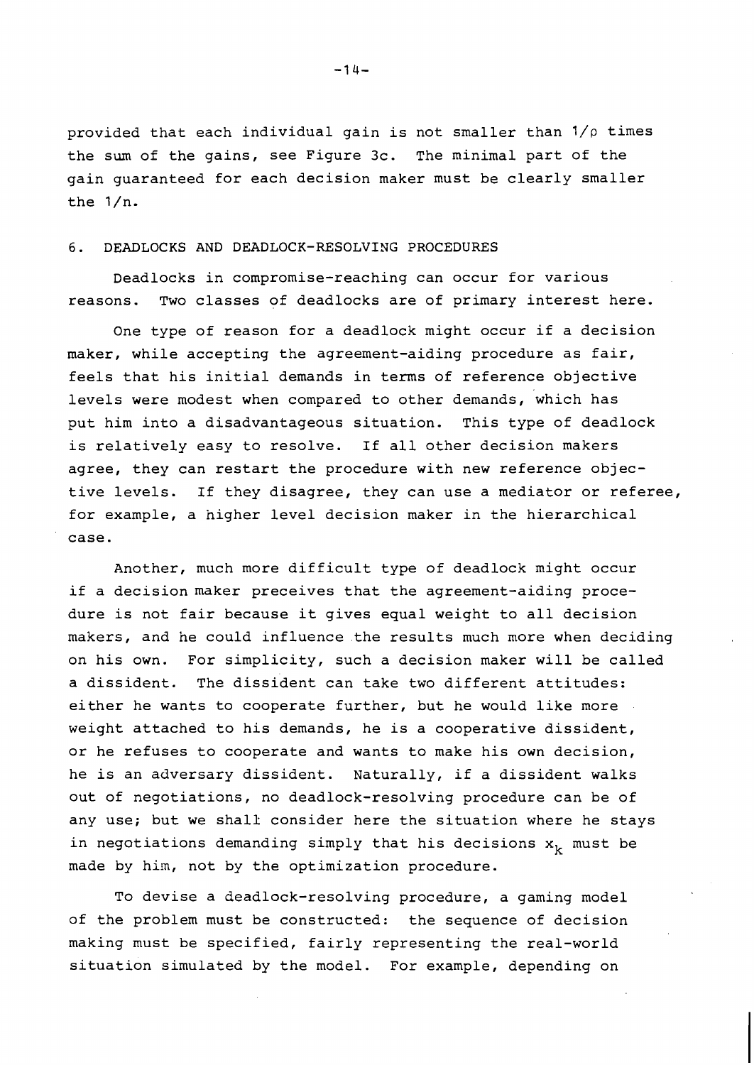provided that each individual gain is not smaller than $1/\rho$ times the sum of the gains, see Figure 3c. The minimal part of the gain guaranteed for each decision maker must be clearly smaller the $1/n$.

## 6. DEADLOCKS AND DEADLOCK-RESOLVING PROCEDURES

Deadlocks in compromise-reaching can occur for various reasons. Two classes of deadlocks are of primary interest here.

One type of reason for a deadlock might occur if a decision maker, while accepting the agreement-aiding procedure as fair, feels that his initial demands in terms of reference objective levels were modest when compared to other demands, which has put him into a disadvantageous situation. This type of deadlock is relatively easy to resolve. If all other decision makers agree, they can restart the procedure with new reference objective levels. If they disagree, they can use a mediator or referee, for example, a higher level decision maker in the hierarchical case.

Another, much more difficult type of deadlock might occur if a decision maker preceives that the agreement-aiding procedure is not fair because it gives equal weight to all decision makers, and he could influence the results much more when deciding on his own. For simplicity, such a decision maker will be called a dissident. The dissident can take two different attitudes: either he wants to cooperate further, but he would like more weight attached to his demands, he is a cooperative dissident, or he refuses to cooperate and wants to make his own decision, he is an adversary dissident. Naturally, if a dissident walks out of negotiations, no deadlock-resolving procedure can be of any use; but we shall consider here the situation where he stays in negotiations demanding simply that his decisions $x_k$ must be made by him, not by the optimization procedure.

To devise a deadlock-resolving procedure, a gaming model of the problem must be constructed: the sequence of decision making must be specified, fairly representing the real-world situation simulated by the model. For example, depending on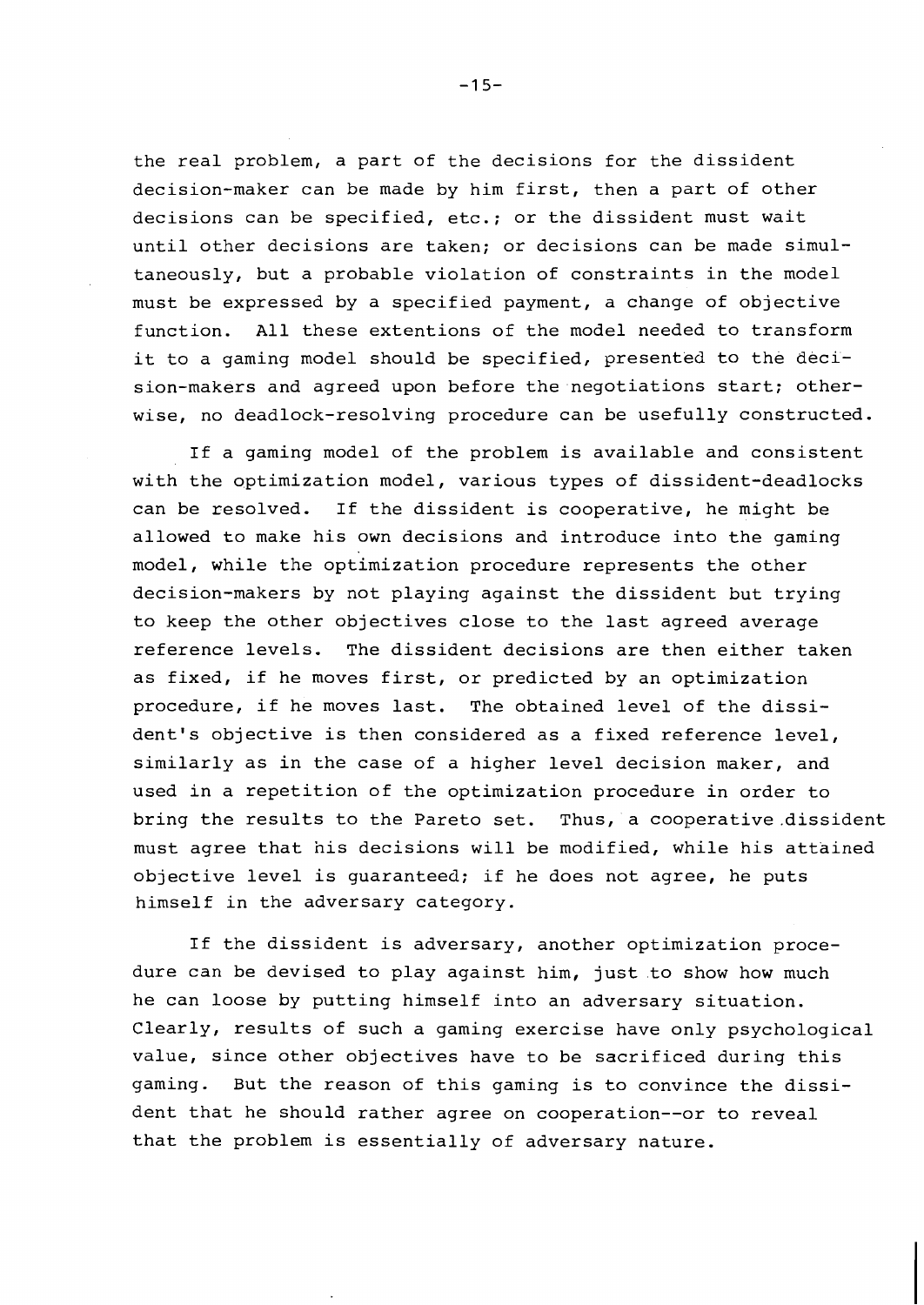the real problem, a part of the decisions for the dissident decision-maker can be made by him first, then a part of other decisions can be specified, etc.; or the dissident must wait until other decisions are taken; or decisions can be made simultaneously, but a probable violation of constraints in the model must be expressed by a specified payment, a change of objective function. All these extentions of the model needed to transform it to a gaming model should be specified, presented to the decision-makers and agreed upon before the negotiations start; otherwise, no deadlock-resolving procedure can be usefully constructed.

If a gaming model of the problem is available and consistent with the optimization model, various types of dissident-deadlocks can be resolved. If the dissident is cooperative, he might be allowed to make his own decisions and introduce into the gaming model, while the optimization procedure represents the other decision-makers by not playing against the dissident but trying to keep the other objectives close to the last agreed average reference levels. The dissident decisions are then either taken as fixed, if he moves first, or predicted by an optimization procedure, if he moves last. The obtained level of the dissident's objective is then considered as a fixed reference level, similarly as in the case of a higher level decision maker, and used in a repetition of the optimization procedure in order to bring the results to the Pareto set. Thus, a cooperative dissident must agree that his decisions will be modified, while his attained objective level is guaranteed; if he does not agree, he puts himself in the adversary category.

If the dissident is adversary, another optimization procedure can be devised to play against him, just to show how much he can loose by putting himself into an adversary situation. Clearly, results of such a gaming exercise have only psychological value, since other objectives have to be sacrificed during this gaming. But the reason of this gaming is to convince the dissident that he should rather agree on cooperation--or to reveal that the problem is essentially of adversary nature.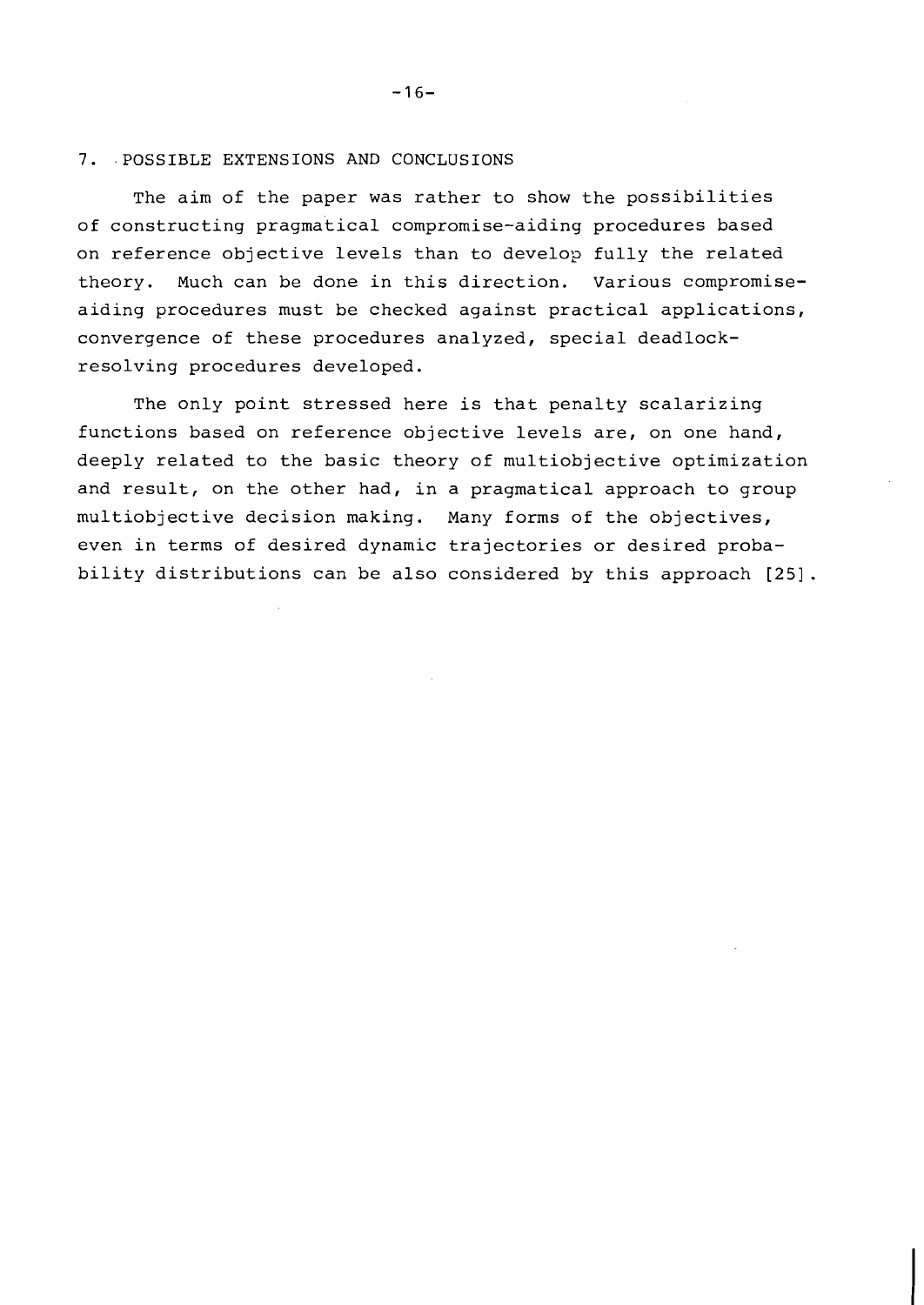## 7. POSSIBLE EXTENSIONS AND CONCLUSIONS

The aim of the paper was rather to show the possibilities of constructing pragmatical compromise-aiding procedures based on reference objective levels than to develop fully the related theory. Much can be done in this direction. Various compromise-aiding procedures must be checked against practical applications, convergence of these procedures analyzed, special deadlock-resolving procedures developed.

The only point stressed here is that penalty scalarizing functions based on reference objective levels are, on one hand, deeply related to the basic theory of multiobjective optimization and result, on the other had, in a pragmatical approach to group multiobjective decision making. Many forms of the objectives, even in terms of desired dynamic trajectories or desired probability distributions can be also considered by this approach [25].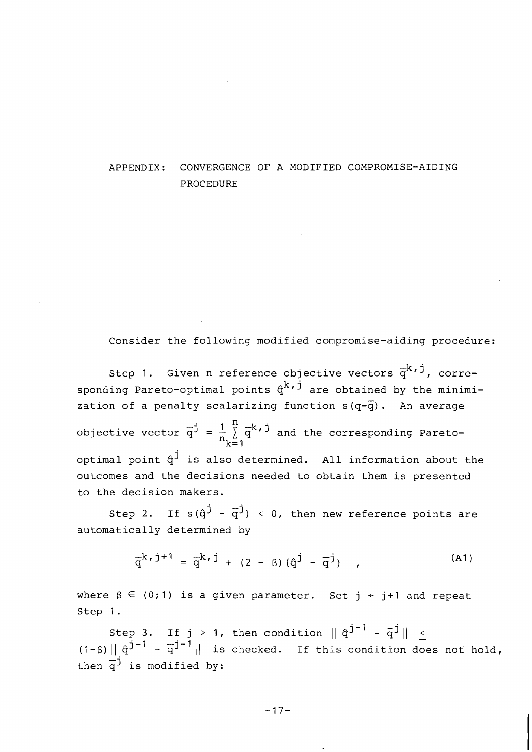## APPENDIX: CONVERGENCE OF A MODIFIED COMPROMISE-AIDING PROCEDURE

Consider the following modified compromise-aiding procedure:

Step 1. Given n reference objective vectors $\bar{q}^{k,j}$, corresponding Pareto-optimal points $\hat{q}^{k,j}$ are obtained by the minimization of a penalty scalarizing function $s(q-\bar{q})$. An average objective vector $\bar{q}^{j} = \frac{1}{n}\sum_{k=1}^{n} \bar{q}^{k,j}$ and the corresponding Pareto-optimal point $\hat{q}^{j}$ is also determined. All information about the outcomes and the decisions needed to obtain them is presented to the decision makers.

Step 2. If $s(\hat{q}^{j} - \bar{q}^{j}) < 0$, then new reference points are automatically determined by

$$\bar{q}^{k,j+1} = \bar{q}^{k,j} + (2 - \beta)(\hat{q}^{j} - \bar{q}^{j}) \quad , \tag{A1}$$

where $\beta \in (0;1)$ is a given parameter. Set $j \leftarrow j+1$ and repeat Step 1.

Step 3. If $j > 1$, then condition $\| \hat{q}^{j-1} - \bar{q}^{j} \| \leq (1-\beta) \| \hat{q}^{j-1} - \bar{q}^{j-1} \|$ is checked. If this condition does not hold, then $\bar{q}^{j}$ is modified by: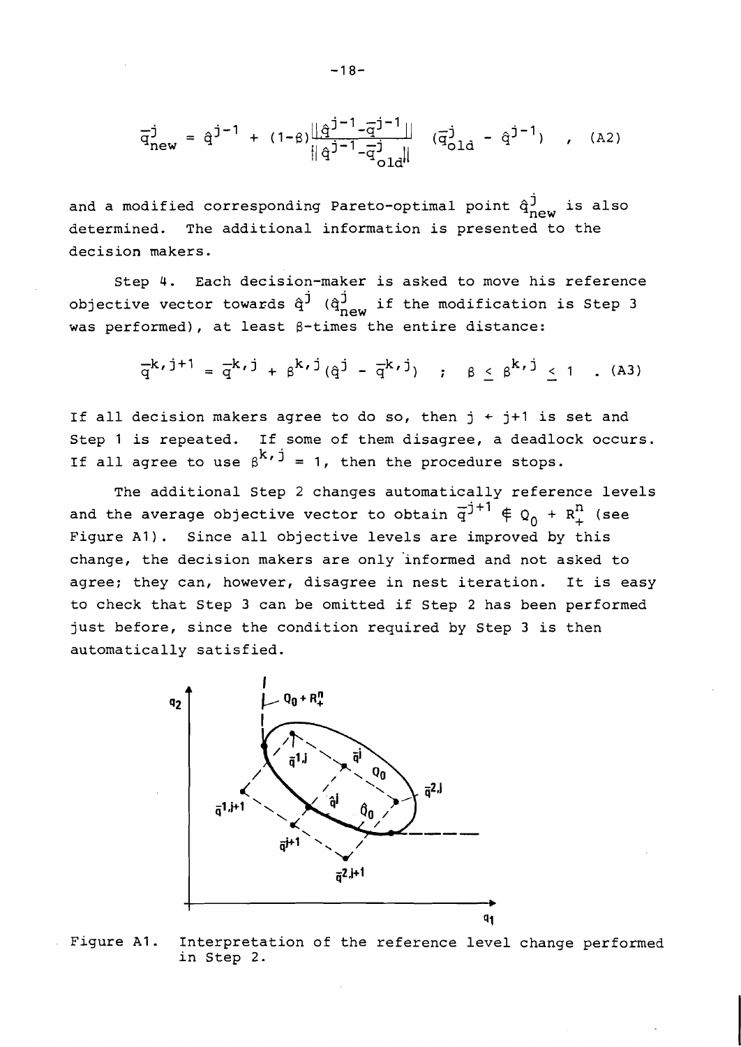$$\bar{q}^j_{new} = \hat{q}^{j-1} + (1-\beta)\frac{\|\hat{q}^{j-1}-\bar{q}^{j-1}\|}{\|\hat{q}^{j-1}-\bar{q}^j_{old}\|}\ (\bar{q}^j_{old} - \hat{q}^{j-1}) \quad , \quad (A2)$$

and a modified corresponding Pareto-optimal point $\hat{q}^j_{new}$ is also determined. The additional information is presented to the decision makers.

Step 4. Each decision-maker is asked to move his reference objective vector towards $\hat{q}^j$ ($\hat{q}^j_{new}$ if the modification is Step 3 was performed), at least $\beta$-times the entire distance:

$$\bar{q}^{k,j+1} = \bar{q}^{k,j} + \beta^{k,j}(\hat{q}^j - \bar{q}^{k,j}) \quad ; \quad \beta \leq \beta^{k,j} \leq 1 \quad . \ (A3)$$

If all decision makers agree to do so, then $j \leftarrow j+1$ is set and Step 1 is repeated. If some of them disagree, a deadlock occurs. If all agree to use $\beta^{k,j} = 1$, then the procedure stops.

The additional Step 2 changes automatically reference levels and the average objective vector to obtain $\bar{q}^{j+1} \notin Q_0 + R^n_+$ (see Figure A1). Since all objective levels are improved by this change, the decision makers are only informed and not asked to agree; they can, however, disagree in nest iteration. It is easy to check that Step 3 can be omitted if Step 2 has been performed just before, since the condition required by Step 3 is then automatically satisfied.

Figure A1. Interpretation of the reference level change performed in Step 2.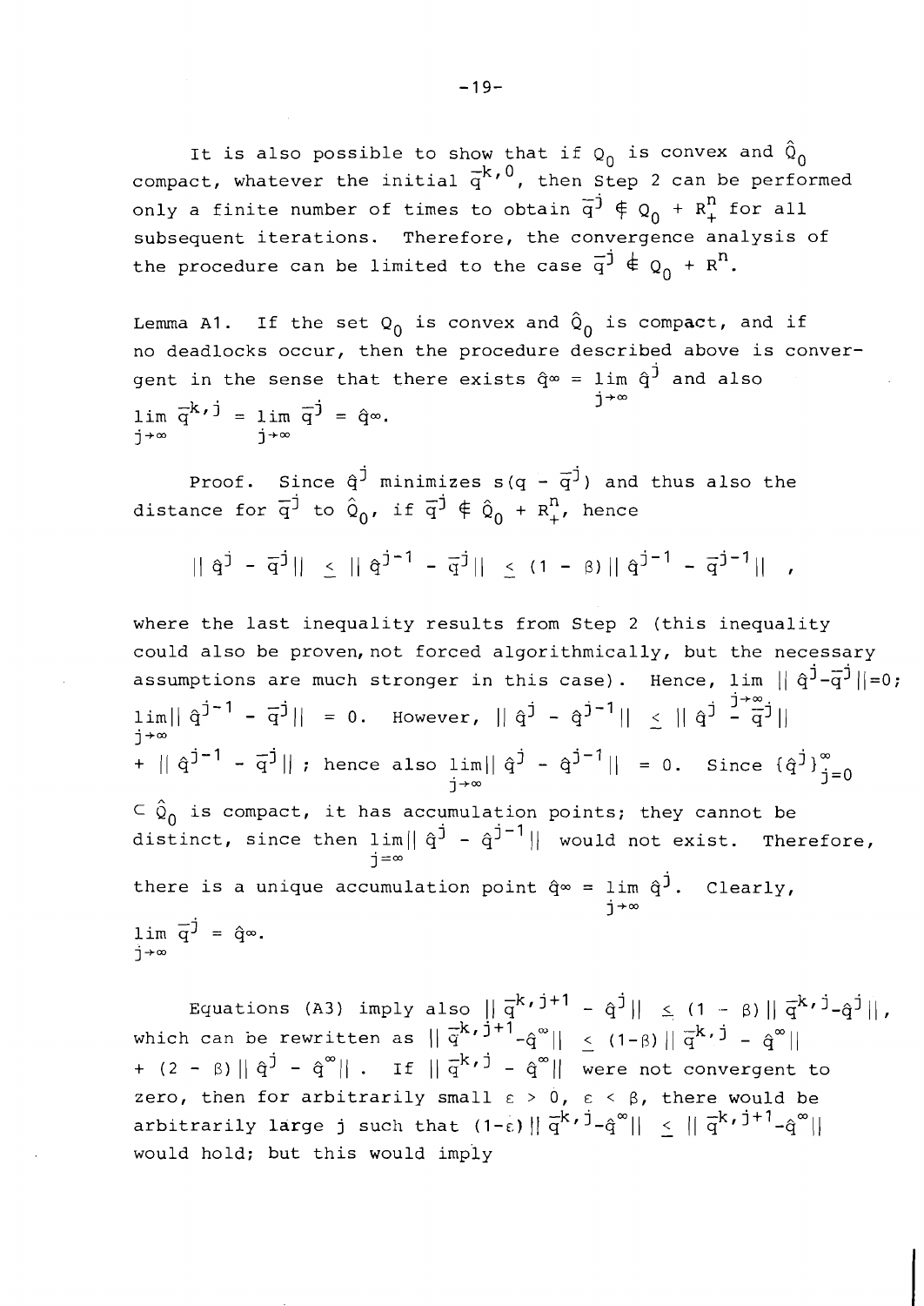It is also possible to show that if $Q_0$ is convex and $\hat{Q}_0$ compact, whatever the initial $\bar{q}^{k,0}$, then Step 2 can be performed only a finite number of times to obtain $\bar{q}^j \notin Q_0 + R_+^n$ for all subsequent iterations. Therefore, the convergence analysis of the procedure can be limited to the case $\bar{q}^j \notin Q_0 + R^n$.

Lemma A1. If the set $Q_0$ is convex and $\hat{Q}_0$ is compact, and if no deadlocks occur, then the procedure described above is convergent in the sense that there exists $\hat{q}^\infty = \lim_{j\to\infty} \hat{q}^j$ and also $\lim_{j\to\infty} \bar{q}^{k,j} = \lim_{j\to\infty} \bar{q}^j = \hat{q}^\infty$.

Proof. Since $\hat{q}^j$ minimizes $s(q - \bar{q}^j)$ and thus also the distance for $\bar{q}^j$ to $\hat{Q}_0$, if $\bar{q}^j \notin \hat{Q}_0 + R_+^n$, hence

$$\| \hat{q}^j - \bar{q}^j \| \le \| \hat{q}^{j-1} - \bar{q}^j \| \le (1 - \beta) \| \hat{q}^{j-1} - \bar{q}^{j-1} \| ,$$

where the last inequality results from Step 2 (this inequality could also be proven, not forced algorithmically, but the necessary assumptions are much stronger in this case). Hence, $\lim_{j\to\infty} \| \hat{q}^j - \bar{q}^j \| = 0$; $\lim_{j\to\infty} \| \hat{q}^{j-1} - \bar{q}^j \| = 0$. However, $\| \hat{q}^j - \hat{q}^{j-1} \| \le \| \hat{q}^j - \bar{q}^j \| + \| \hat{q}^{j-1} - \bar{q}^j \|$; hence also $\lim_{j\to\infty} \| \hat{q}^j - \hat{q}^{j-1} \| = 0$. Since $\{\hat{q}^j\}_{j=0}^{\infty} \subset \hat{Q}_0$ is compact, it has accumulation points; they cannot be distinct, since then $\lim_{j=\infty} \| \hat{q}^j - \hat{q}^{j-1} \|$ would not exist. Therefore, there is a unique accumulation point $\hat{q}^\infty = \lim_{j\to\infty} \hat{q}^j$. Clearly, $\lim_{j\to\infty} \bar{q}^j = \hat{q}^\infty$.

Equations (A3) imply also $\| \bar{q}^{k,j+1} - \hat{q}^j \| \le (1 - \beta) \| \bar{q}^{k,j} - \hat{q}^j \|$, which can be rewritten as $\| \bar{q}^{k,j+1} - \hat{q}^\infty \| \le (1-\beta) \| \bar{q}^{k,j} - \hat{q}^\infty \| + (2 - \beta) \| \hat{q}^j - \hat{q}^\infty \|$. If $\| \bar{q}^{k,j} - \hat{q}^\infty \|$ were not convergent to zero, then for arbitrarily small $\varepsilon > 0$, $\varepsilon < \beta$, there would be arbitrarily large j such that $(1-\varepsilon) \| \bar{q}^{k,j} - \hat{q}^\infty \| \le \| \bar{q}^{k,j+1} - \hat{q}^\infty \|$ would hold; but this would imply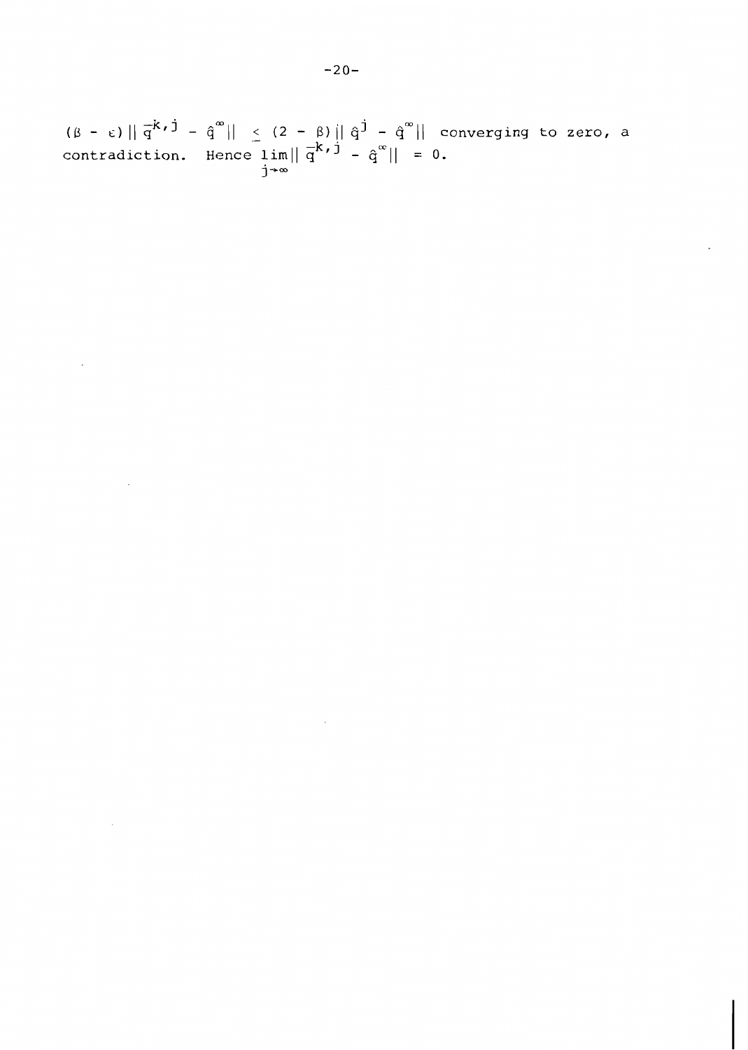$(\beta - \varepsilon) \| \bar{q}^{k,j} - \hat{q}^{\infty} \| \leq (2 - \beta) \| \hat{q}^{j} - \hat{q}^{\infty} \|$ converging to zero, a contradiction. Hence $\lim_{j \to \infty} \| \bar{q}^{k,j} - \hat{q}^{\infty} \| = 0$.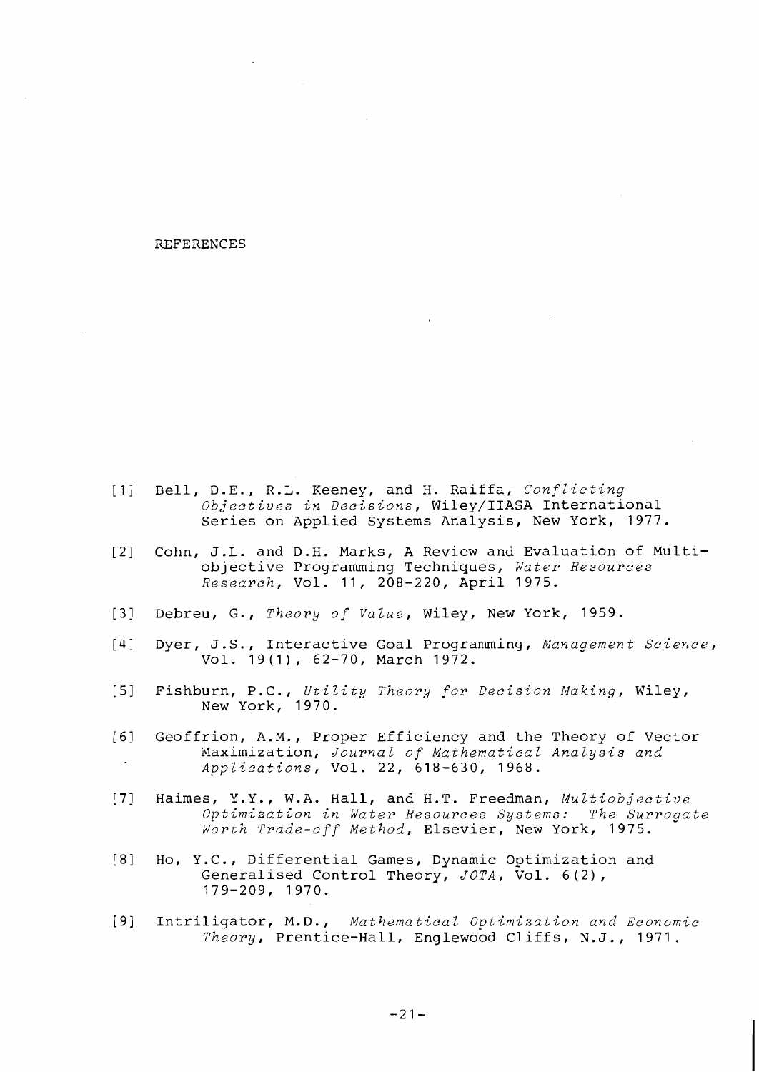# REFERENCES

[1] Bell, D.E., R.L. Keeney, and H. Raiffa, *Conflicting Objectives in Decisions*, Wiley/IIASA International Series on Applied Systems Analysis, New York, 1977.

[2] Cohn, J.L. and D.H. Marks, A Review and Evaluation of Multiobjective Programming Techniques, *Water Resources Research*, Vol. 11, 208-220, April 1975.

[3] Debreu, G., *Theory of Value*, Wiley, New York, 1959.

[4] Dyer, J.S., Interactive Goal Programming, *Management Science*, Vol. 19(1), 62-70, March 1972.

[5] Fishburn, P.C., *Utility Theory for Decision Making*, Wiley, New York, 1970.

[6] Geoffrion, A.M., Proper Efficiency and the Theory of Vector Maximization, *Journal of Mathematical Analysis and Applications*, Vol. 22, 618-630, 1968.

[7] Haimes, Y.Y., W.A. Hall, and H.T. Freedman, *Multiobjective Optimization in Water Resources Systems: The Surrogate Worth Trade-off Method*, Elsevier, New York, 1975.

[8] Ho, Y.C., Differential Games, Dynamic Optimization and Generalised Control Theory, *JOTA*, Vol. 6(2), 179-209, 1970.

[9] Intriligator, M.D., *Mathematical Optimization and Economic Theory*, Prentice-Hall, Englewood Cliffs, N.J., 1971.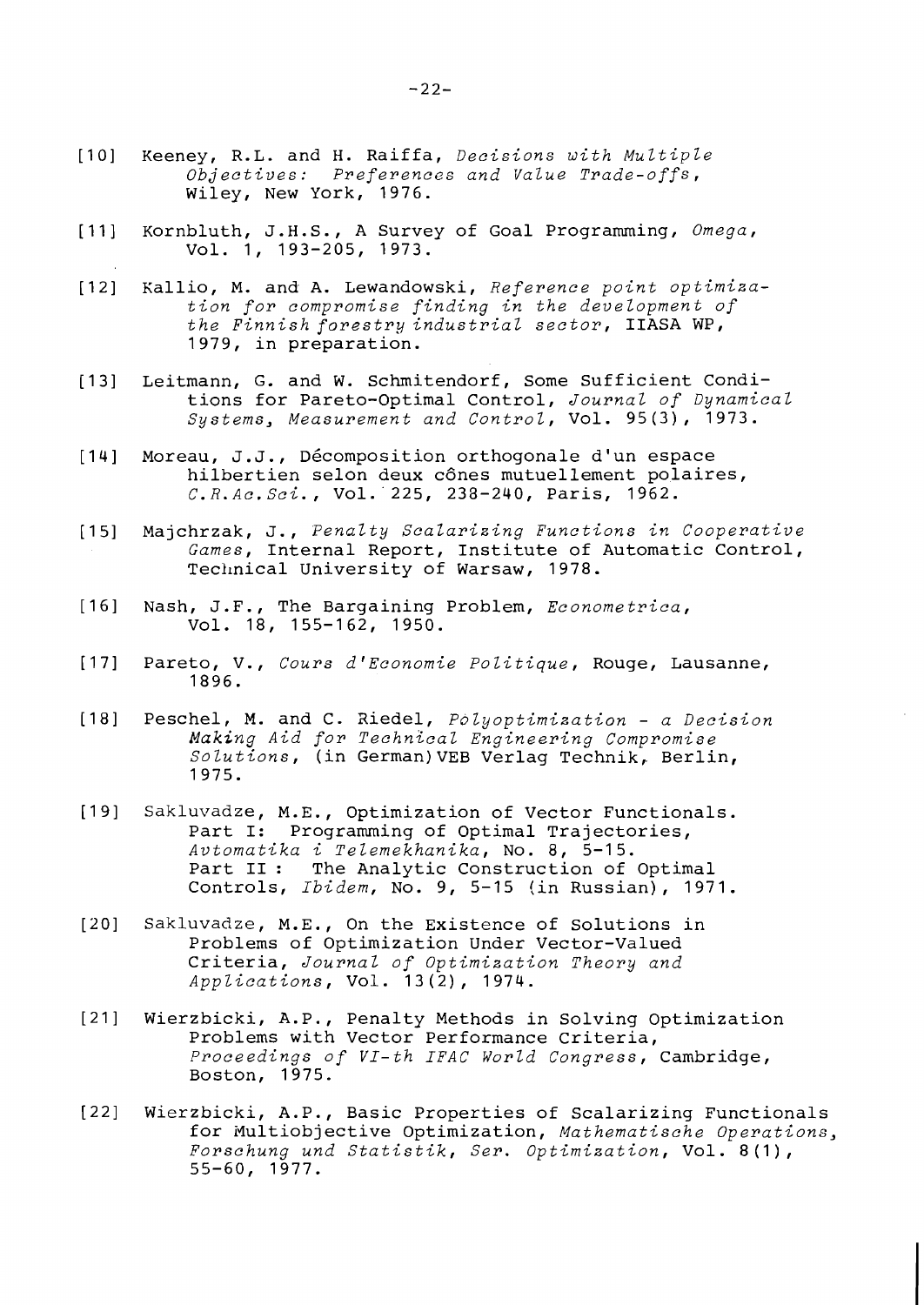[10] Keeney, R.L. and H. Raiffa, *Decisions with Multiple Objectives: Preferences and Value Trade-offs*, Wiley, New York, 1976.

[11] Kornbluth, J.H.S., A Survey of Goal Programming, *Omega*, Vol. 1, 193-205, 1973.

[12] Kallio, M. and A. Lewandowski, *Reference point optimization for compromise finding in the development of the Finnish forestry industrial sector*, IIASA WP, 1979, in preparation.

[13] Leitmann, G. and W. Schmitendorf, Some Sufficient Conditions for Pareto-Optimal Control, *Journal of Dynamical Systems, Measurement and Control*, Vol. 95(3), 1973.

[14] Moreau, J.J., Décomposition orthogonale d'un espace hilbertien selon deux cônes mutuellement polaires, *C.R.Ac.Sci.*, Vol. 225, 238-240, Paris, 1962.

[15] Majchrzak, J., *Penalty Scalarizing Functions in Cooperative Games*, Internal Report, Institute of Automatic Control, Technical University of Warsaw, 1978.

[16] Nash, J.F., The Bargaining Problem, *Econometrica*, Vol. 18, 155-162, 1950.

[17] Pareto, V., *Cours d'Economie Politique*, Rouge, Lausanne, 1896.

[18] Peschel, M. and C. Riedel, *Polyoptimization - a Decision Making Aid for Technical Engineering Compromise Solutions*, (in German) VEB Verlag Technik, Berlin, 1975.

[19] Sakluvadze, M.E., Optimization of Vector Functionals. Part I: Programming of Optimal Trajectories, *Avtomatika i Telemekhanika*, No. 8, 5-15. Part II: The Analytic Construction of Optimal Controls, *Ibidem*, No. 9, 5-15 (in Russian), 1971.

[20] Sakluvadze, M.E., On the Existence of Solutions in Problems of Optimization Under Vector-Valued Criteria, *Journal of Optimization Theory and Applications*, Vol. 13(2), 1974.

[21] Wierzbicki, A.P., Penalty Methods in Solving Optimization Problems with Vector Performance Criteria, *Proceedings of VI-th IFAC World Congress*, Cambridge, Boston, 1975.

[22] Wierzbicki, A.P., Basic Properties of Scalarizing Functionals for Multiobjective Optimization, *Mathematische Operations, Forschung und Statistik, Ser. Optimization*, Vol. 8(1), 55-60, 1977.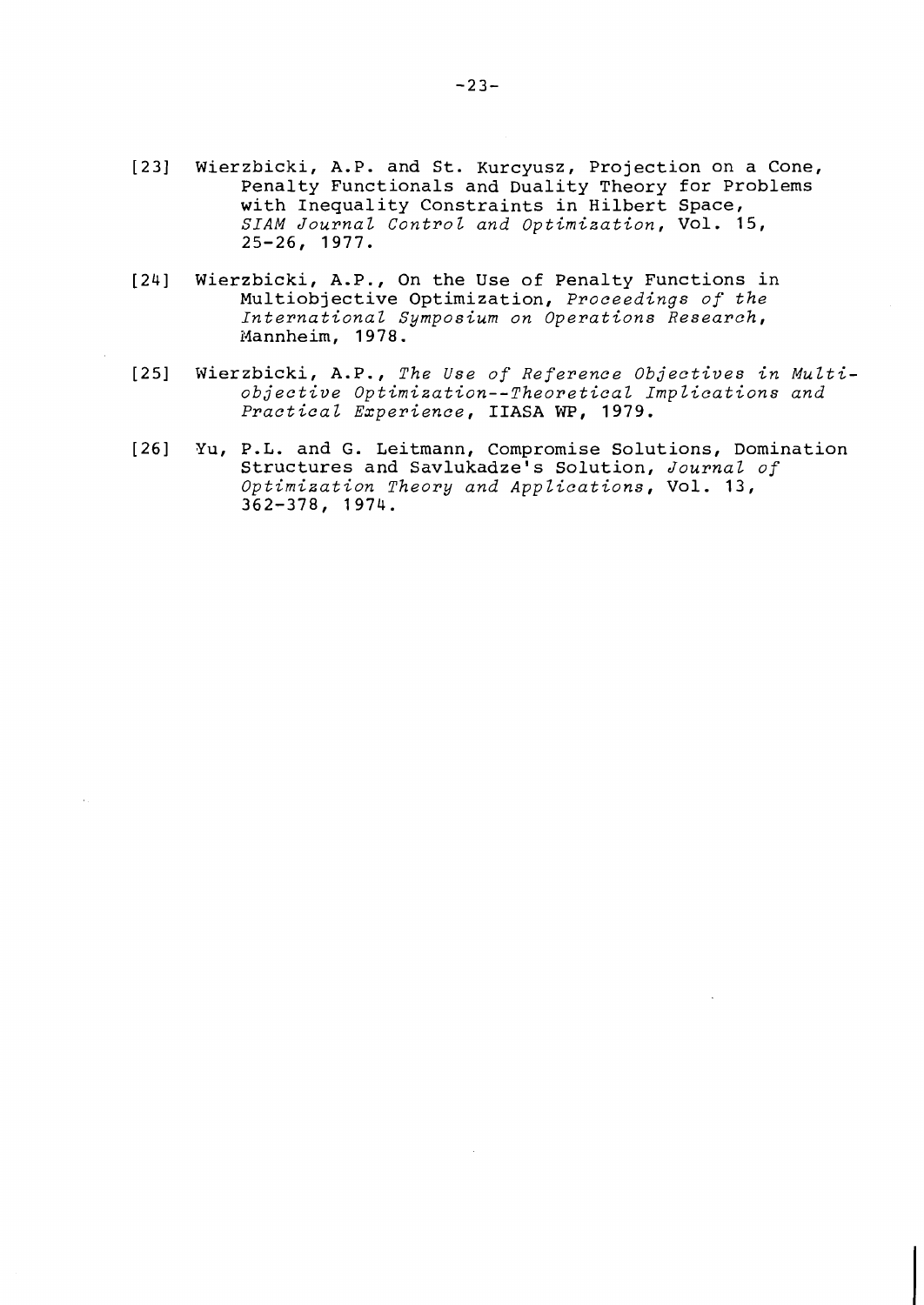[23] Wierzbicki, A.P. and St. Kurcyusz, Projection on a Cone, Penalty Functionals and Duality Theory for Problems with Inequality Constraints in Hilbert Space, *SIAM Journal Control and Optimization*, Vol. 15, 25-26, 1977.

[24] Wierzbicki, A.P., On the Use of Penalty Functions in Multiobjective Optimization, *Proceedings of the International Symposium on Operations Research*, Mannheim, 1978.

[25] Wierzbicki, A.P., *The Use of Reference Objectives in Multiobjective Optimization--Theoretical Implications and Practical Experience*, IIASA WP, 1979.

[26] Yu, P.L. and G. Leitmann, Compromise Solutions, Domination Structures and Savlukadze's Solution, *Journal of Optimization Theory and Applications*, Vol. 13, 362-378, 1974.